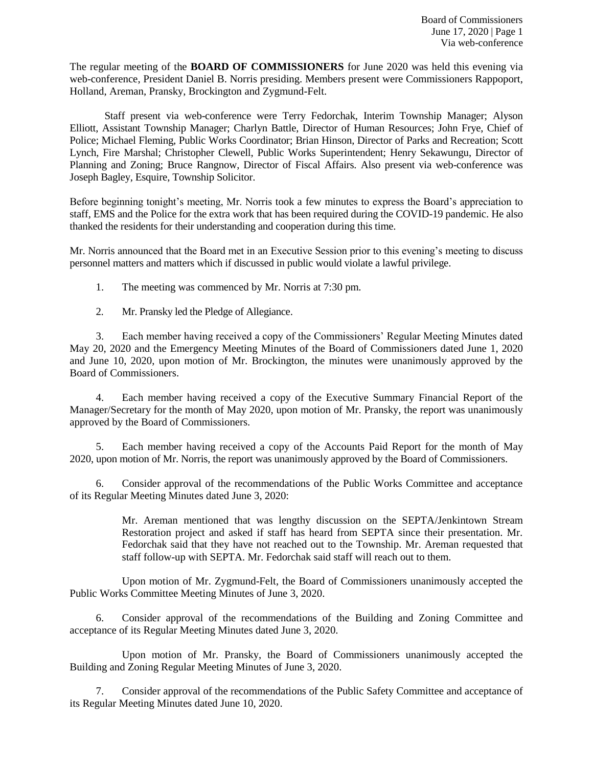The regular meeting of the **BOARD OF COMMISSIONERS** for June 2020 was held this evening via web-conference, President Daniel B. Norris presiding. Members present were Commissioners Rappoport, Holland, Areman, Pransky, Brockington and Zygmund-Felt.

Staff present via web-conference were Terry Fedorchak, Interim Township Manager; Alyson Elliott, Assistant Township Manager; Charlyn Battle, Director of Human Resources; John Frye, Chief of Police; Michael Fleming, Public Works Coordinator; Brian Hinson, Director of Parks and Recreation; Scott Lynch, Fire Marshal; Christopher Clewell, Public Works Superintendent; Henry Sekawungu, Director of Planning and Zoning; Bruce Rangnow, Director of Fiscal Affairs. Also present via web-conference was Joseph Bagley, Esquire, Township Solicitor.

Before beginning tonight's meeting, Mr. Norris took a few minutes to express the Board's appreciation to staff, EMS and the Police for the extra work that has been required during the COVID-19 pandemic. He also thanked the residents for their understanding and cooperation during this time.

Mr. Norris announced that the Board met in an Executive Session prior to this evening's meeting to discuss personnel matters and matters which if discussed in public would violate a lawful privilege.

1. The meeting was commenced by Mr. Norris at 7:30 pm.

2. Mr. Pransky led the Pledge of Allegiance.

3. Each member having received a copy of the Commissioners' Regular Meeting Minutes dated May 20, 2020 and the Emergency Meeting Minutes of the Board of Commissioners dated June 1, 2020 and June 10, 2020, upon motion of Mr. Brockington, the minutes were unanimously approved by the Board of Commissioners.

4. Each member having received a copy of the Executive Summary Financial Report of the Manager/Secretary for the month of May 2020, upon motion of Mr. Pransky, the report was unanimously approved by the Board of Commissioners.

5. Each member having received a copy of the Accounts Paid Report for the month of May 2020, upon motion of Mr. Norris, the report was unanimously approved by the Board of Commissioners.

6. Consider approval of the recommendations of the Public Works Committee and acceptance of its Regular Meeting Minutes dated June 3, 2020:

> Mr. Areman mentioned that was lengthy discussion on the SEPTA/Jenkintown Stream Restoration project and asked if staff has heard from SEPTA since their presentation. Mr. Fedorchak said that they have not reached out to the Township. Mr. Areman requested that staff follow-up with SEPTA. Mr. Fedorchak said staff will reach out to them.

Upon motion of Mr. Zygmund-Felt, the Board of Commissioners unanimously accepted the Public Works Committee Meeting Minutes of June 3, 2020.

6. Consider approval of the recommendations of the Building and Zoning Committee and acceptance of its Regular Meeting Minutes dated June 3, 2020.

Upon motion of Mr. Pransky, the Board of Commissioners unanimously accepted the Building and Zoning Regular Meeting Minutes of June 3, 2020.

7. Consider approval of the recommendations of the Public Safety Committee and acceptance of its Regular Meeting Minutes dated June 10, 2020.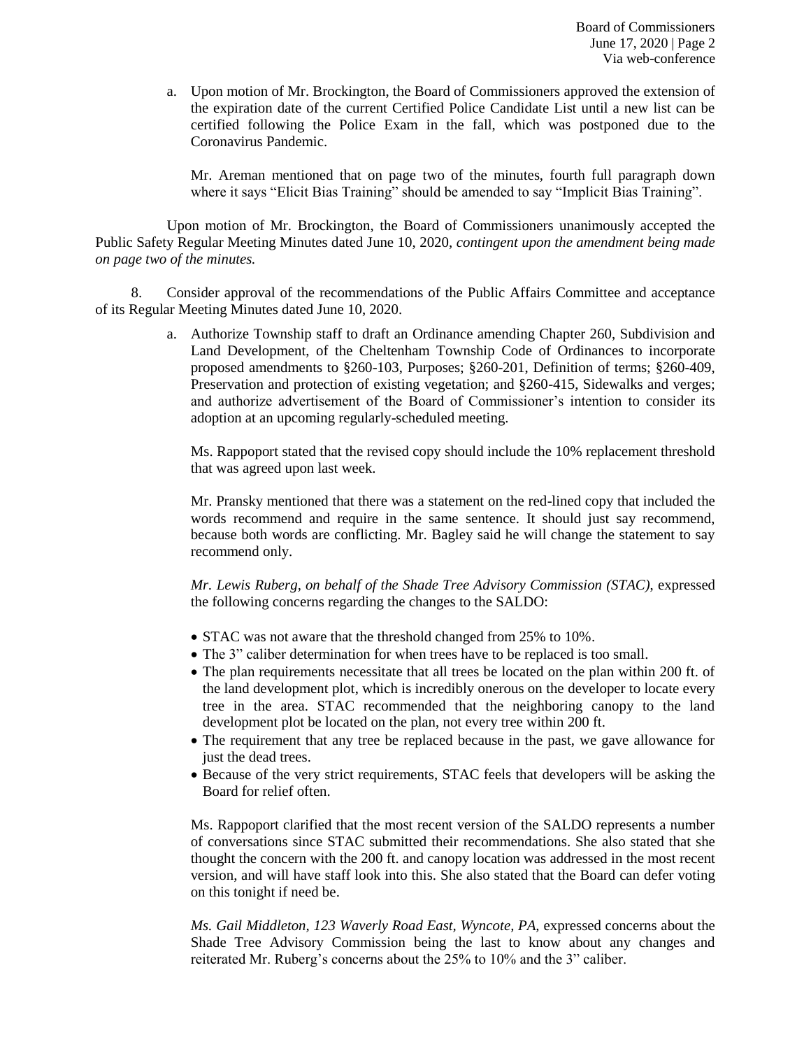a. Upon motion of Mr. Brockington, the Board of Commissioners approved the extension of the expiration date of the current Certified Police Candidate List until a new list can be certified following the Police Exam in the fall, which was postponed due to the Coronavirus Pandemic.

Mr. Areman mentioned that on page two of the minutes, fourth full paragraph down where it says "Elicit Bias Training" should be amended to say "Implicit Bias Training".

Upon motion of Mr. Brockington, the Board of Commissioners unanimously accepted the Public Safety Regular Meeting Minutes dated June 10, 2020, *contingent upon the amendment being made on page two of the minutes.*

8. Consider approval of the recommendations of the Public Affairs Committee and acceptance of its Regular Meeting Minutes dated June 10, 2020.

a. Authorize Township staff to draft an Ordinance amending Chapter 260, Subdivision and Land Development, of the Cheltenham Township Code of Ordinances to incorporate proposed amendments to §260-103, Purposes; §260-201, Definition of terms; §260-409, Preservation and protection of existing vegetation; and §260-415, Sidewalks and verges; and authorize advertisement of the Board of Commissioner's intention to consider its adoption at an upcoming regularly-scheduled meeting.

Ms. Rappoport stated that the revised copy should include the 10% replacement threshold that was agreed upon last week.

Mr. Pransky mentioned that there was a statement on the red-lined copy that included the words recommend and require in the same sentence. It should just say recommend, because both words are conflicting. Mr. Bagley said he will change the statement to say recommend only.

*Mr. Lewis Ruberg, on behalf of the Shade Tree Advisory Commission (STAC)*, expressed the following concerns regarding the changes to the SALDO:

- STAC was not aware that the threshold changed from 25% to 10%.
- The 3" caliber determination for when trees have to be replaced is too small.
- The plan requirements necessitate that all trees be located on the plan within 200 ft. of the land development plot, which is incredibly onerous on the developer to locate every tree in the area. STAC recommended that the neighboring canopy to the land development plot be located on the plan, not every tree within 200 ft.
- The requirement that any tree be replaced because in the past, we gave allowance for just the dead trees.
- Because of the very strict requirements, STAC feels that developers will be asking the Board for relief often.

Ms. Rappoport clarified that the most recent version of the SALDO represents a number of conversations since STAC submitted their recommendations. She also stated that she thought the concern with the 200 ft. and canopy location was addressed in the most recent version, and will have staff look into this. She also stated that the Board can defer voting on this tonight if need be.

*Ms. Gail Middleton, 123 Waverly Road East, Wyncote, PA*, expressed concerns about the Shade Tree Advisory Commission being the last to know about any changes and reiterated Mr. Ruberg's concerns about the 25% to 10% and the 3" caliber.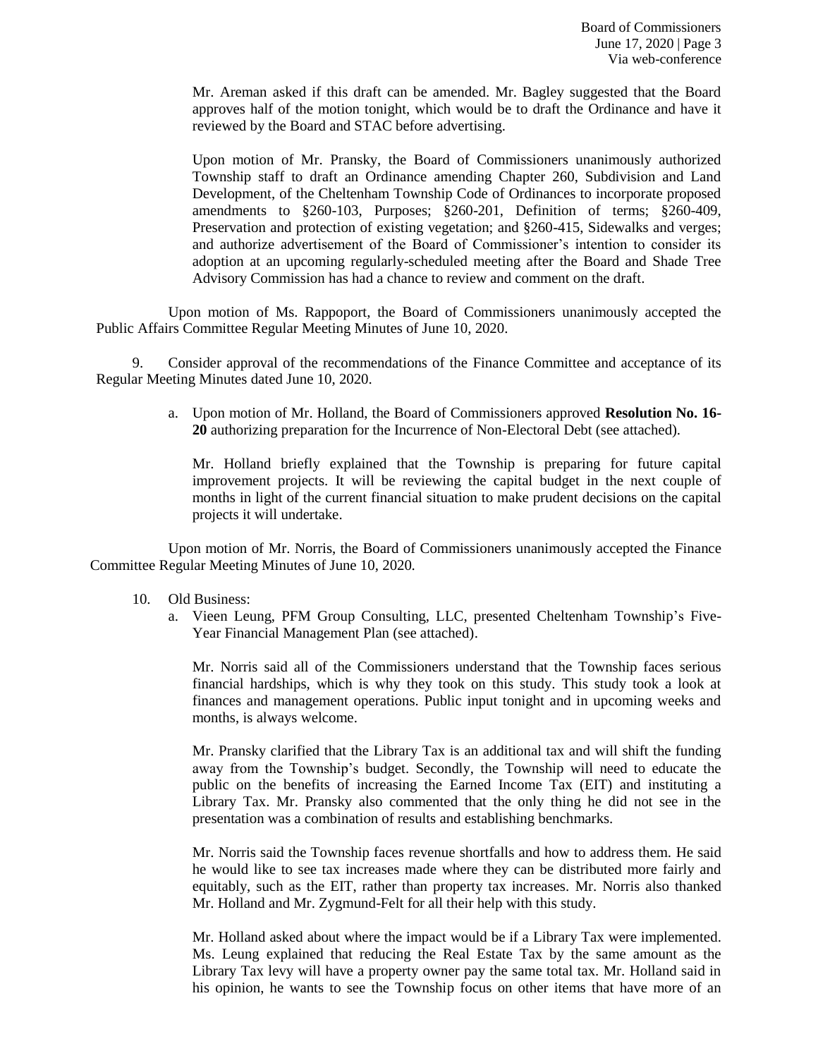Mr. Areman asked if this draft can be amended. Mr. Bagley suggested that the Board approves half of the motion tonight, which would be to draft the Ordinance and have it reviewed by the Board and STAC before advertising.

Upon motion of Mr. Pransky, the Board of Commissioners unanimously authorized Township staff to draft an Ordinance amending Chapter 260, Subdivision and Land Development, of the Cheltenham Township Code of Ordinances to incorporate proposed amendments to §260-103, Purposes; §260-201, Definition of terms; §260-409, Preservation and protection of existing vegetation; and §260-415, Sidewalks and verges; and authorize advertisement of the Board of Commissioner's intention to consider its adoption at an upcoming regularly-scheduled meeting after the Board and Shade Tree Advisory Commission has had a chance to review and comment on the draft.

Upon motion of Ms. Rappoport, the Board of Commissioners unanimously accepted the Public Affairs Committee Regular Meeting Minutes of June 10, 2020.

9. Consider approval of the recommendations of the Finance Committee and acceptance of its Regular Meeting Minutes dated June 10, 2020.

   a. Upon motion of Mr. Holland, the Board of Commissioners approved **Resolution No. 16-20** authorizing preparation for the Incurrence of Non-Electoral Debt (see attached).

      Mr. Holland briefly explained that the Township is preparing for future capital improvement projects. It will be reviewing the capital budget in the next couple of months in light of the current financial situation to make prudent decisions on the capital projects it will undertake.

Upon motion of Mr. Norris, the Board of Commissioners unanimously accepted the Finance Committee Regular Meeting Minutes of June 10, 2020.

10. Old Business:

   a. Vieen Leung, PFM Group Consulting, LLC, presented Cheltenham Township's Five-Year Financial Management Plan (see attached).

      Mr. Norris said all of the Commissioners understand that the Township faces serious financial hardships, which is why they took on this study. This study took a look at finances and management operations. Public input tonight and in upcoming weeks and months, is always welcome.

      Mr. Pransky clarified that the Library Tax is an additional tax and will shift the funding away from the Township's budget. Secondly, the Township will need to educate the public on the benefits of increasing the Earned Income Tax (EIT) and instituting a Library Tax. Mr. Pransky also commented that the only thing he did not see in the presentation was a combination of results and establishing benchmarks.

      Mr. Norris said the Township faces revenue shortfalls and how to address them. He said he would like to see tax increases made where they can be distributed more fairly and equitably, such as the EIT, rather than property tax increases. Mr. Norris also thanked Mr. Holland and Mr. Zygmund-Felt for all their help with this study.

      Mr. Holland asked about where the impact would be if a Library Tax were implemented. Ms. Leung explained that reducing the Real Estate Tax by the same amount as the Library Tax levy will have a property owner pay the same total tax. Mr. Holland said in his opinion, he wants to see the Township focus on other items that have more of an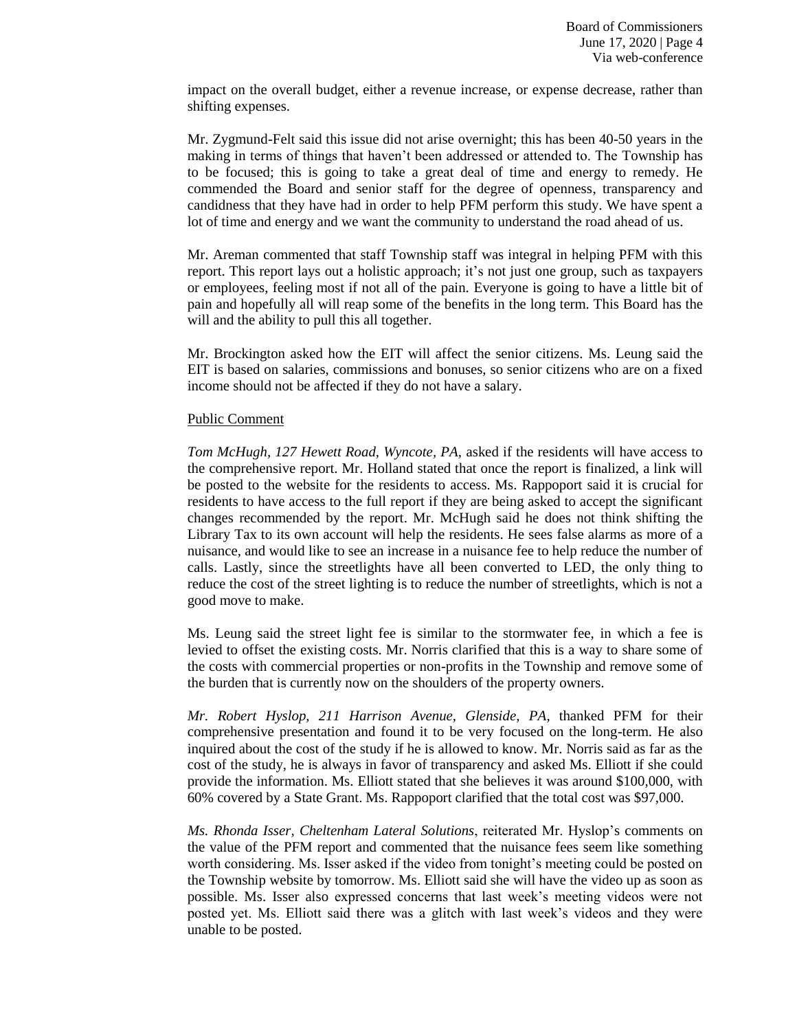impact on the overall budget, either a revenue increase, or expense decrease, rather than shifting expenses.

Mr. Zygmund-Felt said this issue did not arise overnight; this has been 40-50 years in the making in terms of things that haven't been addressed or attended to. The Township has to be focused; this is going to take a great deal of time and energy to remedy. He commended the Board and senior staff for the degree of openness, transparency and candidness that they have had in order to help PFM perform this study. We have spent a lot of time and energy and we want the community to understand the road ahead of us.

Mr. Areman commented that staff Township staff was integral in helping PFM with this report. This report lays out a holistic approach; it's not just one group, such as taxpayers or employees, feeling most if not all of the pain. Everyone is going to have a little bit of pain and hopefully all will reap some of the benefits in the long term. This Board has the will and the ability to pull this all together.

Mr. Brockington asked how the EIT will affect the senior citizens. Ms. Leung said the EIT is based on salaries, commissions and bonuses, so senior citizens who are on a fixed income should not be affected if they do not have a salary.

Public Comment

*Tom McHugh, 127 Hewett Road, Wyncote, PA,* asked if the residents will have access to the comprehensive report. Mr. Holland stated that once the report is finalized, a link will be posted to the website for the residents to access. Ms. Rappoport said it is crucial for residents to have access to the full report if they are being asked to accept the significant changes recommended by the report. Mr. McHugh said he does not think shifting the Library Tax to its own account will help the residents. He sees false alarms as more of a nuisance, and would like to see an increase in a nuisance fee to help reduce the number of calls. Lastly, since the streetlights have all been converted to LED, the only thing to reduce the cost of the street lighting is to reduce the number of streetlights, which is not a good move to make.

Ms. Leung said the street light fee is similar to the stormwater fee, in which a fee is levied to offset the existing costs. Mr. Norris clarified that this is a way to share some of the costs with commercial properties or non-profits in the Township and remove some of the burden that is currently now on the shoulders of the property owners.

*Mr. Robert Hyslop, 211 Harrison Avenue, Glenside, PA,* thanked PFM for their comprehensive presentation and found it to be very focused on the long-term. He also inquired about the cost of the study if he is allowed to know. Mr. Norris said as far as the cost of the study, he is always in favor of transparency and asked Ms. Elliott if she could provide the information. Ms. Elliott stated that she believes it was around $100,000, with 60% covered by a State Grant. Ms. Rappoport clarified that the total cost was $97,000.

*Ms. Rhonda Isser, Cheltenham Lateral Solutions*, reiterated Mr. Hyslop's comments on the value of the PFM report and commented that the nuisance fees seem like something worth considering. Ms. Isser asked if the video from tonight's meeting could be posted on the Township website by tomorrow. Ms. Elliott said she will have the video up as soon as possible. Ms. Isser also expressed concerns that last week's meeting videos were not posted yet. Ms. Elliott said there was a glitch with last week's videos and they were unable to be posted.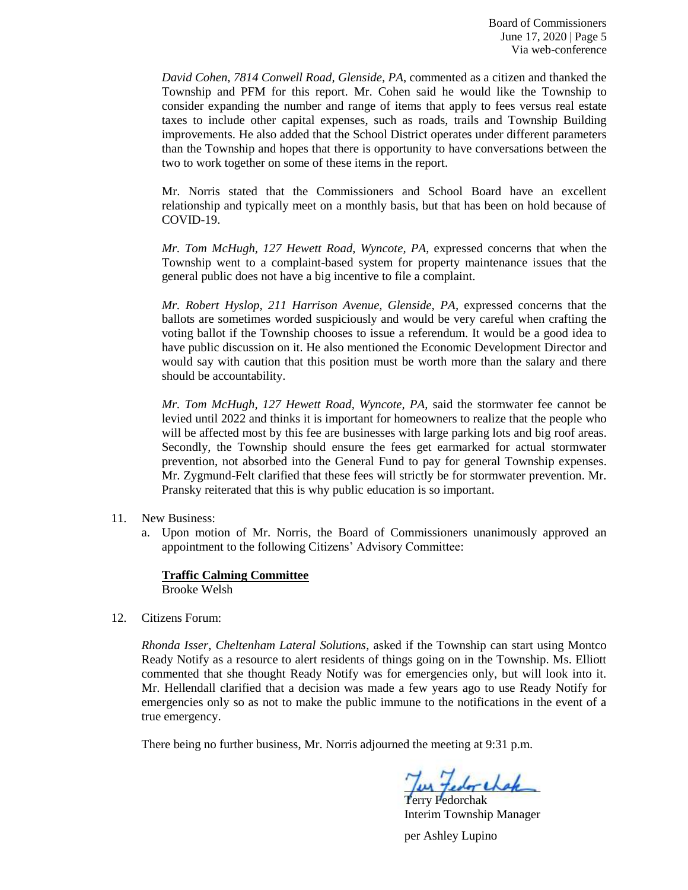*David Cohen, 7814 Conwell Road, Glenside, PA*, commented as a citizen and thanked the Township and PFM for this report. Mr. Cohen said he would like the Township to consider expanding the number and range of items that apply to fees versus real estate taxes to include other capital expenses, such as roads, trails and Township Building improvements. He also added that the School District operates under different parameters than the Township and hopes that there is opportunity to have conversations between the two to work together on some of these items in the report.

Mr. Norris stated that the Commissioners and School Board have an excellent relationship and typically meet on a monthly basis, but that has been on hold because of COVID-19.

*Mr. Tom McHugh, 127 Hewett Road, Wyncote, PA,* expressed concerns that when the Township went to a complaint-based system for property maintenance issues that the general public does not have a big incentive to file a complaint.

*Mr. Robert Hyslop, 211 Harrison Avenue, Glenside, PA,* expressed concerns that the ballots are sometimes worded suspiciously and would be very careful when crafting the voting ballot if the Township chooses to issue a referendum. It would be a good idea to have public discussion on it. He also mentioned the Economic Development Director and would say with caution that this position must be worth more than the salary and there should be accountability.

*Mr. Tom McHugh, 127 Hewett Road, Wyncote, PA,* said the stormwater fee cannot be levied until 2022 and thinks it is important for homeowners to realize that the people who will be affected most by this fee are businesses with large parking lots and big roof areas. Secondly, the Township should ensure the fees get earmarked for actual stormwater prevention, not absorbed into the General Fund to pay for general Township expenses. Mr. Zygmund-Felt clarified that these fees will strictly be for stormwater prevention. Mr. Pransky reiterated that this is why public education is so important.

11. New Business:
    a. Upon motion of Mr. Norris, the Board of Commissioners unanimously approved an appointment to the following Citizens' Advisory Committee:

    **Traffic Calming Committee**
    Brooke Welsh

12. Citizens Forum:

*Rhonda Isser, Cheltenham Lateral Solutions,* asked if the Township can start using Montco Ready Notify as a resource to alert residents of things going on in the Township. Ms. Elliott commented that she thought Ready Notify was for emergencies only, but will look into it. Mr. Hellendall clarified that a decision was made a few years ago to use Ready Notify for emergencies only so as not to make the public immune to the notifications in the event of a true emergency.

There being no further business, Mr. Norris adjourned the meeting at 9:31 p.m.

Terry Fedorchak
Interim Township Manager

per Ashley Lupino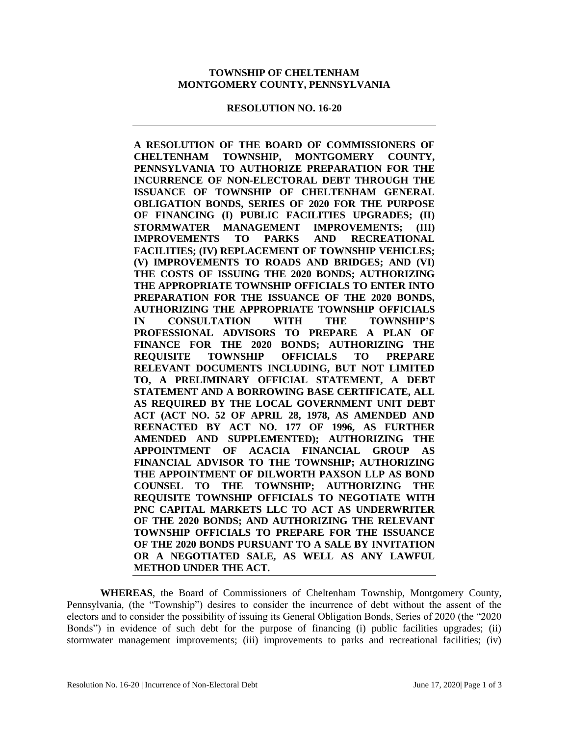**TOWNSHIP OF CHELTENHAM**
**MONTGOMERY COUNTY, PENNSYLVANIA**

**RESOLUTION NO. 16-20**

---

**A RESOLUTION OF THE BOARD OF COMMISSIONERS OF CHELTENHAM TOWNSHIP, MONTGOMERY COUNTY, PENNSYLVANIA TO AUTHORIZE PREPARATION FOR THE INCURRENCE OF NON-ELECTORAL DEBT THROUGH THE ISSUANCE OF TOWNSHIP OF CHELTENHAM GENERAL OBLIGATION BONDS, SERIES OF 2020 FOR THE PURPOSE OF FINANCING (I) PUBLIC FACILITIES UPGRADES; (II) STORMWATER MANAGEMENT IMPROVEMENTS; (III) IMPROVEMENTS TO PARKS AND RECREATIONAL FACILITIES; (IV) REPLACEMENT OF TOWNSHIP VEHICLES; (V) IMPROVEMENTS TO ROADS AND BRIDGES; AND (VI) THE COSTS OF ISSUING THE 2020 BONDS; AUTHORIZING THE APPROPRIATE TOWNSHIP OFFICIALS TO ENTER INTO PREPARATION FOR THE ISSUANCE OF THE 2020 BONDS, AUTHORIZING THE APPROPRIATE TOWNSHIP OFFICIALS IN CONSULTATION WITH THE TOWNSHIP'S PROFESSIONAL ADVISORS TO PREPARE A PLAN OF FINANCE FOR THE 2020 BONDS; AUTHORIZING THE REQUISITE TOWNSHIP OFFICIALS TO PREPARE RELEVANT DOCUMENTS INCLUDING, BUT NOT LIMITED TO, A PRELIMINARY OFFICIAL STATEMENT, A DEBT STATEMENT AND A BORROWING BASE CERTIFICATE, ALL AS REQUIRED BY THE LOCAL GOVERNMENT UNIT DEBT ACT (ACT NO. 52 OF APRIL 28, 1978, AS AMENDED AND REENACTED BY ACT NO. 177 OF 1996, AS FURTHER AMENDED AND SUPPLEMENTED); AUTHORIZING THE APPOINTMENT OF ACACIA FINANCIAL GROUP AS FINANCIAL ADVISOR TO THE TOWNSHIP; AUTHORIZING THE APPOINTMENT OF DILWORTH PAXSON LLP AS BOND COUNSEL TO THE TOWNSHIP; AUTHORIZING THE REQUISITE TOWNSHIP OFFICIALS TO NEGOTIATE WITH PNC CAPITAL MARKETS LLC TO ACT AS UNDERWRITER OF THE 2020 BONDS; AND AUTHORIZING THE RELEVANT TOWNSHIP OFFICIALS TO PREPARE FOR THE ISSUANCE OF THE 2020 BONDS PURSUANT TO A SALE BY INVITATION OR A NEGOTIATED SALE, AS WELL AS ANY LAWFUL METHOD UNDER THE ACT.**

---

**WHEREAS**, the Board of Commissioners of Cheltenham Township, Montgomery County, Pennsylvania, (the "Township") desires to consider the incurrence of debt without the assent of the electors and to consider the possibility of issuing its General Obligation Bonds, Series of 2020 (the "2020 Bonds") in evidence of such debt for the purpose of financing (i) public facilities upgrades; (ii) stormwater management improvements; (iii) improvements to parks and recreational facilities; (iv)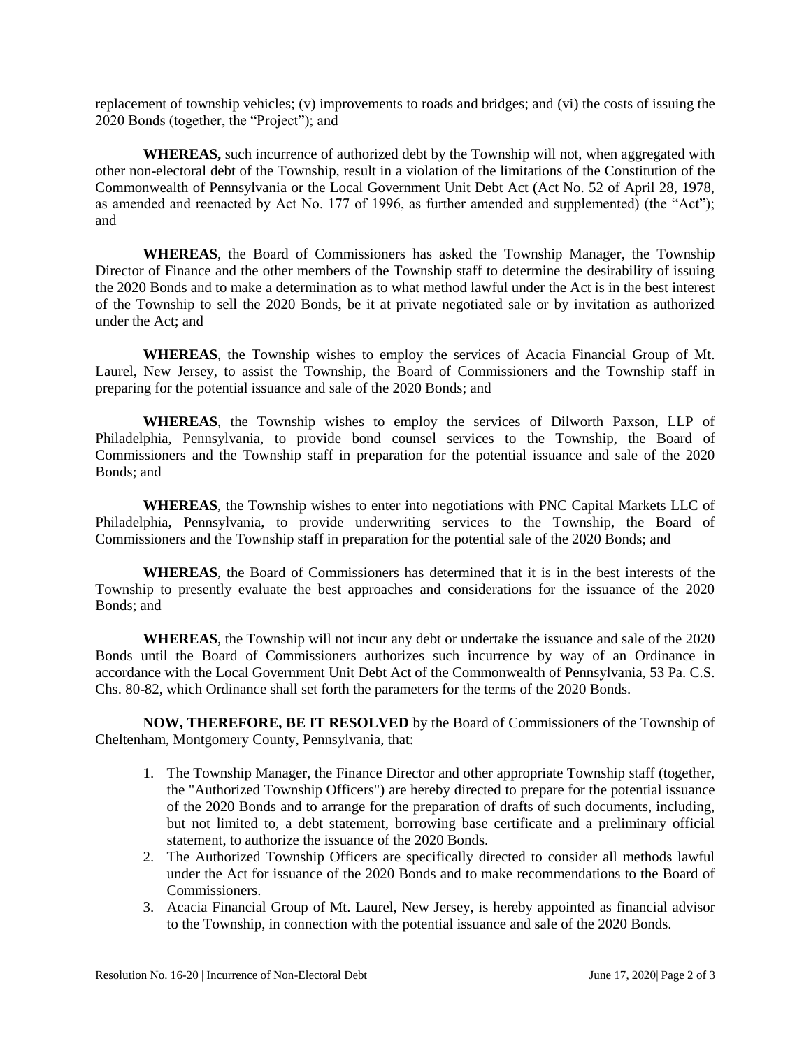replacement of township vehicles; (v) improvements to roads and bridges; and (vi) the costs of issuing the 2020 Bonds (together, the "Project"); and

**WHEREAS,** such incurrence of authorized debt by the Township will not, when aggregated with other non-electoral debt of the Township, result in a violation of the limitations of the Constitution of the Commonwealth of Pennsylvania or the Local Government Unit Debt Act (Act No. 52 of April 28, 1978, as amended and reenacted by Act No. 177 of 1996, as further amended and supplemented) (the "Act"); and

**WHEREAS**, the Board of Commissioners has asked the Township Manager, the Township Director of Finance and the other members of the Township staff to determine the desirability of issuing the 2020 Bonds and to make a determination as to what method lawful under the Act is in the best interest of the Township to sell the 2020 Bonds, be it at private negotiated sale or by invitation as authorized under the Act; and

**WHEREAS**, the Township wishes to employ the services of Acacia Financial Group of Mt. Laurel, New Jersey, to assist the Township, the Board of Commissioners and the Township staff in preparing for the potential issuance and sale of the 2020 Bonds; and

**WHEREAS**, the Township wishes to employ the services of Dilworth Paxson, LLP of Philadelphia, Pennsylvania, to provide bond counsel services to the Township, the Board of Commissioners and the Township staff in preparation for the potential issuance and sale of the 2020 Bonds; and

**WHEREAS**, the Township wishes to enter into negotiations with PNC Capital Markets LLC of Philadelphia, Pennsylvania, to provide underwriting services to the Township, the Board of Commissioners and the Township staff in preparation for the potential sale of the 2020 Bonds; and

**WHEREAS**, the Board of Commissioners has determined that it is in the best interests of the Township to presently evaluate the best approaches and considerations for the issuance of the 2020 Bonds; and

**WHEREAS**, the Township will not incur any debt or undertake the issuance and sale of the 2020 Bonds until the Board of Commissioners authorizes such incurrence by way of an Ordinance in accordance with the Local Government Unit Debt Act of the Commonwealth of Pennsylvania, 53 Pa. C.S. Chs. 80-82, which Ordinance shall set forth the parameters for the terms of the 2020 Bonds.

**NOW, THEREFORE, BE IT RESOLVED** by the Board of Commissioners of the Township of Cheltenham, Montgomery County, Pennsylvania, that:

1. The Township Manager, the Finance Director and other appropriate Township staff (together, the "Authorized Township Officers") are hereby directed to prepare for the potential issuance of the 2020 Bonds and to arrange for the preparation of drafts of such documents, including, but not limited to, a debt statement, borrowing base certificate and a preliminary official statement, to authorize the issuance of the 2020 Bonds.
2. The Authorized Township Officers are specifically directed to consider all methods lawful under the Act for issuance of the 2020 Bonds and to make recommendations to the Board of Commissioners.
3. Acacia Financial Group of Mt. Laurel, New Jersey, is hereby appointed as financial advisor to the Township, in connection with the potential issuance and sale of the 2020 Bonds.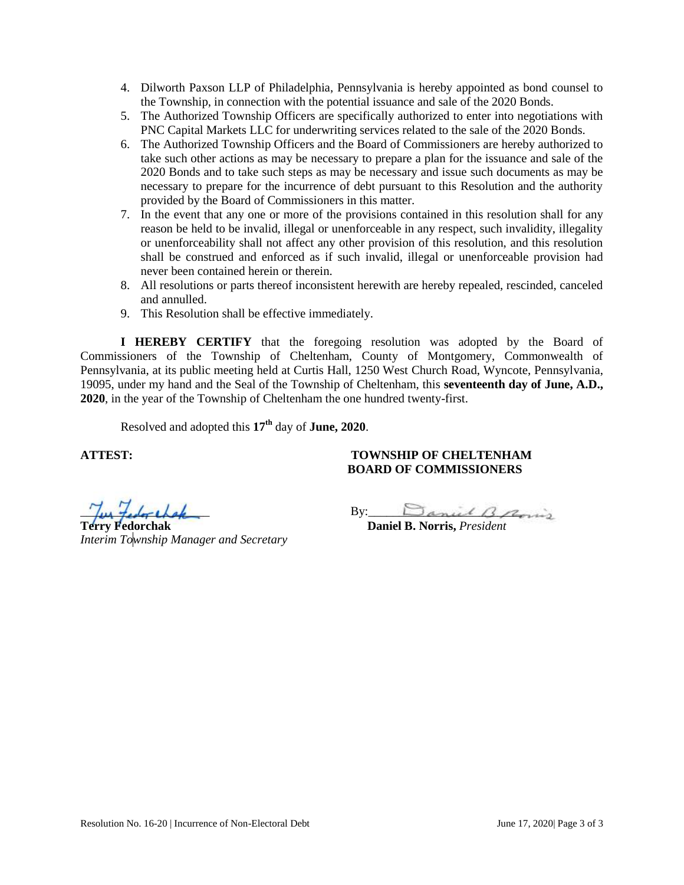4. Dilworth Paxson LLP of Philadelphia, Pennsylvania is hereby appointed as bond counsel to the Township, in connection with the potential issuance and sale of the 2020 Bonds.
5. The Authorized Township Officers are specifically authorized to enter into negotiations with PNC Capital Markets LLC for underwriting services related to the sale of the 2020 Bonds.
6. The Authorized Township Officers and the Board of Commissioners are hereby authorized to take such other actions as may be necessary to prepare a plan for the issuance and sale of the 2020 Bonds and to take such steps as may be necessary and issue such documents as may be necessary to prepare for the incurrence of debt pursuant to this Resolution and the authority provided by the Board of Commissioners in this matter.
7. In the event that any one or more of the provisions contained in this resolution shall for any reason be held to be invalid, illegal or unenforceable in any respect, such invalidity, illegality or unenforceability shall not affect any other provision of this resolution, and this resolution shall be construed and enforced as if such invalid, illegal or unenforceable provision had never been contained herein or therein.
8. All resolutions or parts thereof inconsistent herewith are hereby repealed, rescinded, canceled and annulled.
9. This Resolution shall be effective immediately.

**I HEREBY CERTIFY** that the foregoing resolution was adopted by the Board of Commissioners of the Township of Cheltenham, County of Montgomery, Commonwealth of Pennsylvania, at its public meeting held at Curtis Hall, 1250 West Church Road, Wyncote, Pennsylvania, 19095, under my hand and the Seal of the Township of Cheltenham, this **seventeenth day of June, A.D., 2020**, in the year of the Township of Cheltenham the one hundred twenty-first.

Resolved and adopted this **17th** day of **June, 2020**.

**ATTEST:**

**TOWNSHIP OF CHELTENHAM BOARD OF COMMISSIONERS**

**Terry Fedorchak**
*Interim Township Manager and Secretary*

By: **Daniel B. Norris,** *President*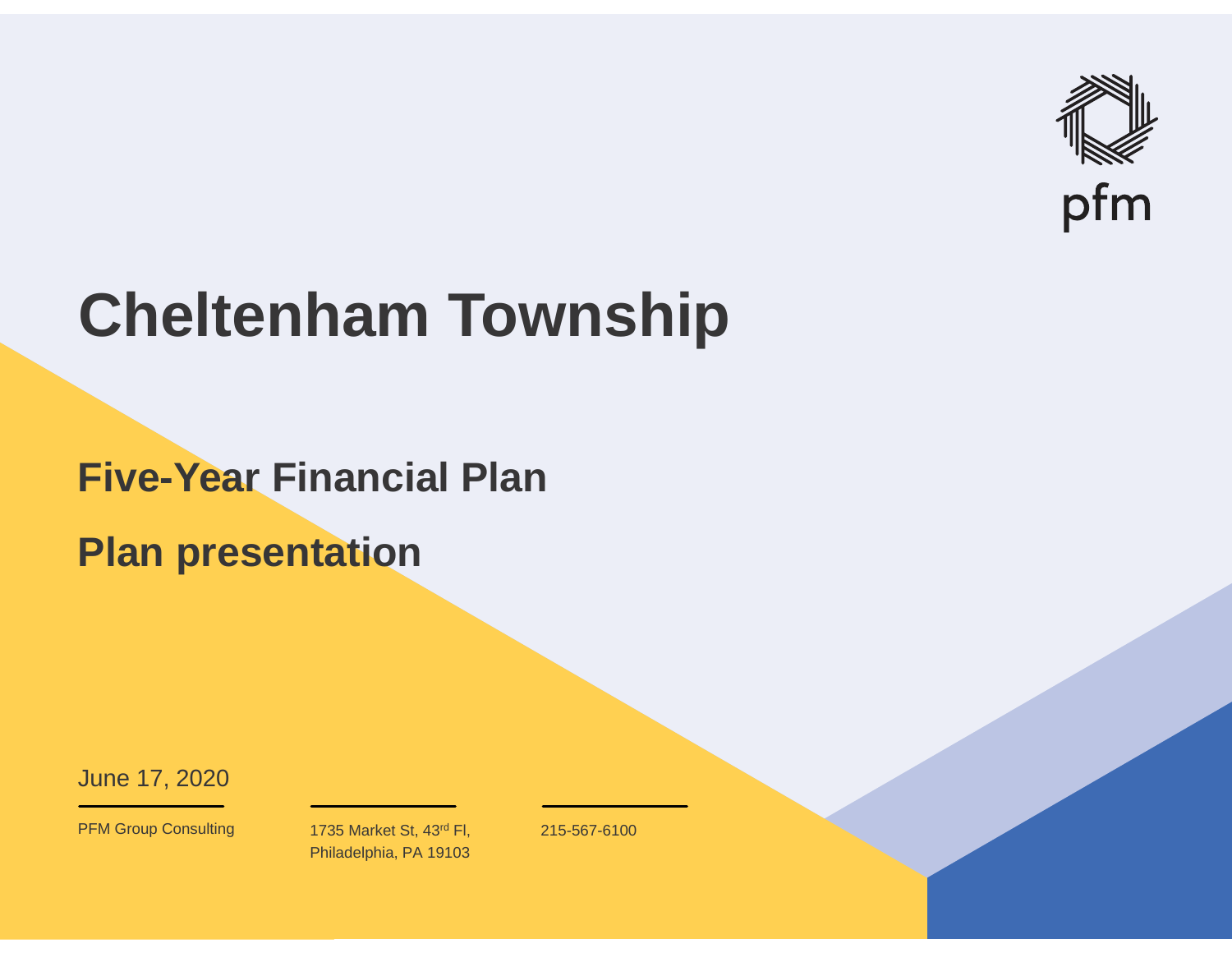# Cheltenham Township

## Five-Year Financial Plan

## Plan presentation

June 17, 2020

PFM Group Consulting

1735 Market St, 43rd Fl,
Philadelphia, PA 19103

215-567-6100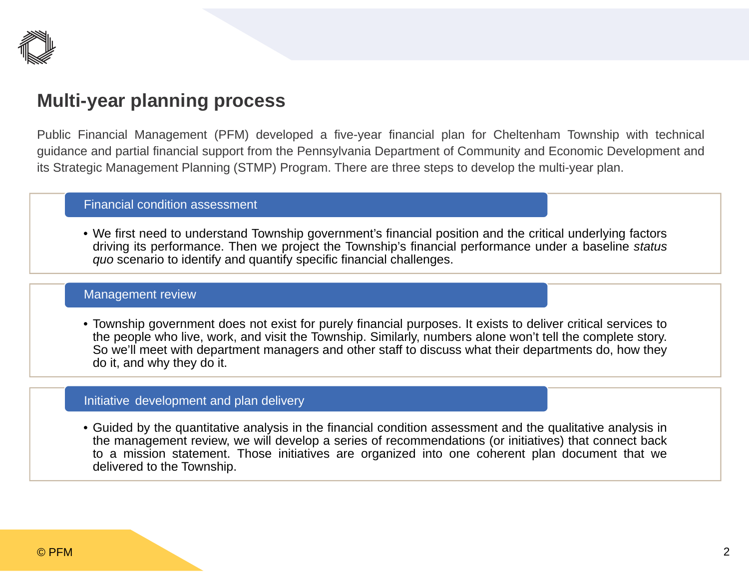## Multi-year planning process

Public Financial Management (PFM) developed a five-year financial plan for Cheltenham Township with technical guidance and partial financial support from the Pennsylvania Department of Community and Economic Development and its Strategic Management Planning (STMP) Program. There are three steps to develop the multi-year plan.

### Financial condition assessment

- We first need to understand Township government's financial position and the critical underlying factors driving its performance. Then we project the Township's financial performance under a baseline *status quo* scenario to identify and quantify specific financial challenges.

### Management review

- Township government does not exist for purely financial purposes. It exists to deliver critical services to the people who live, work, and visit the Township. Similarly, numbers alone won't tell the complete story. So we'll meet with department managers and other staff to discuss what their departments do, how they do it, and why they do it.

### Initiative development and plan delivery

- Guided by the quantitative analysis in the financial condition assessment and the qualitative analysis in the management review, we will develop a series of recommendations (or initiatives) that connect back to a mission statement. Those initiatives are organized into one coherent plan document that we delivered to the Township.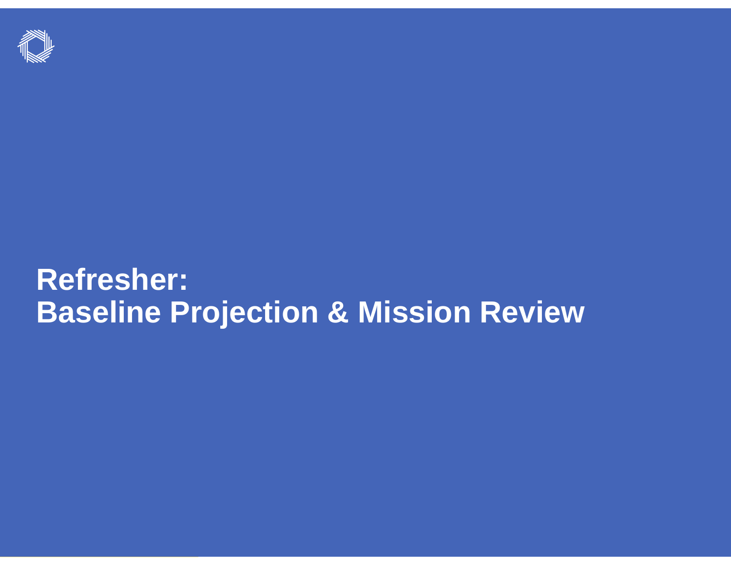# Refresher:
# Baseline Projection & Mission Review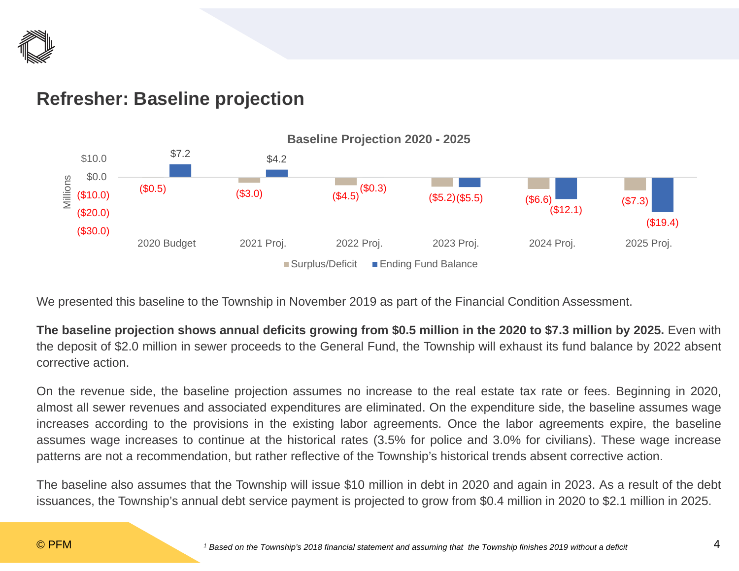## Refresher: Baseline projection

**Baseline Projection 2020 - 2025**

| | 2020 Budget | 2021 Proj. | 2022 Proj. | 2023 Proj. | 2024 Proj. | 2025 Proj. |
|---|---|---|---|---|---|---|
| Surplus/Deficit | ($0.5) | ($3.0) | ($4.5) | ($5.2) | ($6.6) | ($7.3) |
| Ending Fund Balance | $7.2 | $4.2 | ($0.3) | ($5.5) | ($12.1) | ($19.4) |

Millions

We presented this baseline to the Township in November 2019 as part of the Financial Condition Assessment.

**The baseline projection shows annual deficits growing from $0.5 million in the 2020 to $7.3 million by 2025.** Even with the deposit of $2.0 million in sewer proceeds to the General Fund, the Township will exhaust its fund balance by 2022 absent corrective action.

On the revenue side, the baseline projection assumes no increase to the real estate tax rate or fees. Beginning in 2020, almost all sewer revenues and associated expenditures are eliminated. On the expenditure side, the baseline assumes wage increases according to the provisions in the existing labor agreements. Once the labor agreements expire, the baseline assumes wage increases to continue at the historical rates (3.5% for police and 3.0% for civilians). These wage increase patterns are not a recommendation, but rather reflective of the Township's historical trends absent corrective action.

The baseline also assumes that the Township will issue $10 million in debt in 2020 and again in 2023. As a result of the debt issuances, the Township's annual debt service payment is projected to grow from $0.4 million in 2020 to $2.1 million in 2025.

*[1] Based on the Township's 2018 financial statement and assuming that the Township finishes 2019 without a deficit*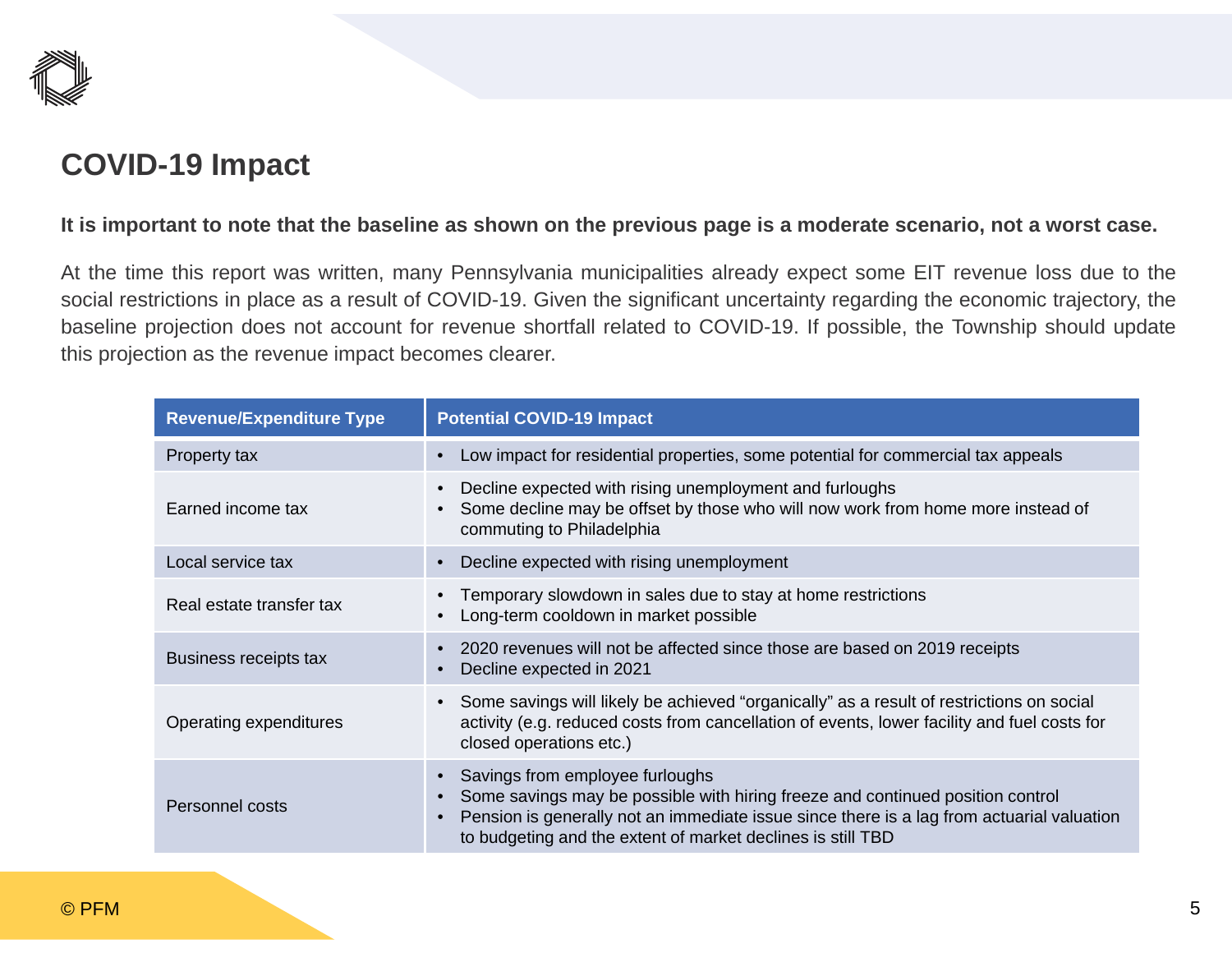## COVID-19 Impact

**It is important to note that the baseline as shown on the previous page is a moderate scenario, not a worst case.**

At the time this report was written, many Pennsylvania municipalities already expect some EIT revenue loss due to the social restrictions in place as a result of COVID-19. Given the significant uncertainty regarding the economic trajectory, the baseline projection does not account for revenue shortfall related to COVID-19. If possible, the Township should update this projection as the revenue impact becomes clearer.

| Revenue/Expenditure Type | Potential COVID-19 Impact |
|---|---|
| Property tax | • Low impact for residential properties, some potential for commercial tax appeals |
| Earned income tax | • Decline expected with rising unemployment and furloughs<br>• Some decline may be offset by those who will now work from home more instead of commuting to Philadelphia |
| Local service tax | • Decline expected with rising unemployment |
| Real estate transfer tax | • Temporary slowdown in sales due to stay at home restrictions<br>• Long-term cooldown in market possible |
| Business receipts tax | • 2020 revenues will not be affected since those are based on 2019 receipts<br>• Decline expected in 2021 |
| Operating expenditures | • Some savings will likely be achieved “organically” as a result of restrictions on social activity (e.g. reduced costs from cancellation of events, lower facility and fuel costs for closed operations etc.) |
| Personnel costs | • Savings from employee furloughs<br>• Some savings may be possible with hiring freeze and continued position control<br>• Pension is generally not an immediate issue since there is a lag from actuarial valuation to budgeting and the extent of market declines is still TBD |

© PFM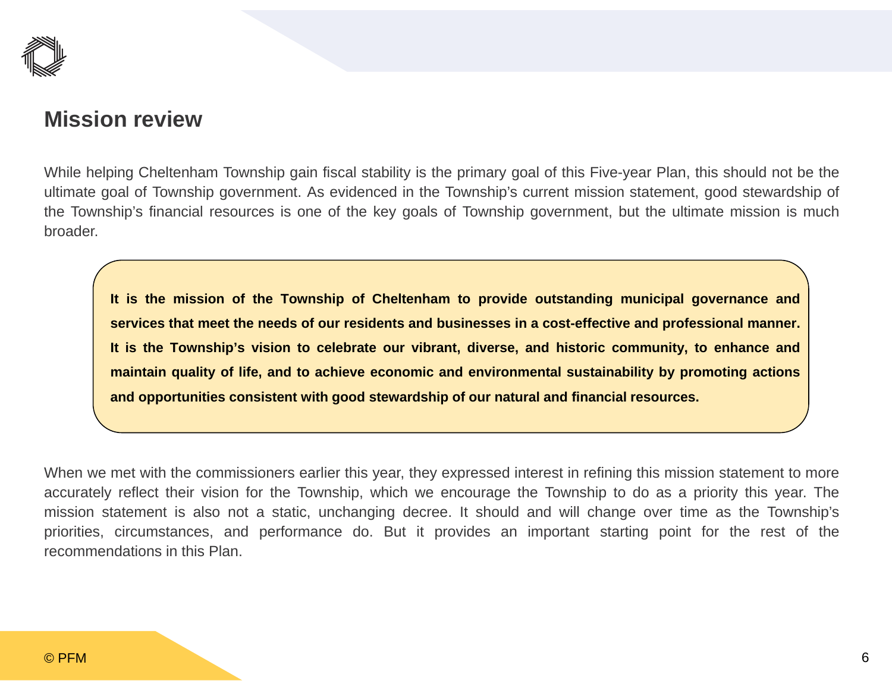## Mission review

While helping Cheltenham Township gain fiscal stability is the primary goal of this Five-year Plan, this should not be the ultimate goal of Township government. As evidenced in the Township's current mission statement, good stewardship of the Township's financial resources is one of the key goals of Township government, but the ultimate mission is much broader.

**It is the mission of the Township of Cheltenham to provide outstanding municipal governance and services that meet the needs of our residents and businesses in a cost-effective and professional manner. It is the Township's vision to celebrate our vibrant, diverse, and historic community, to enhance and maintain quality of life, and to achieve economic and environmental sustainability by promoting actions and opportunities consistent with good stewardship of our natural and financial resources.**

When we met with the commissioners earlier this year, they expressed interest in refining this mission statement to more accurately reflect their vision for the Township, which we encourage the Township to do as a priority this year. The mission statement is also not a static, unchanging decree. It should and will change over time as the Township's priorities, circumstances, and performance do. But it provides an important starting point for the rest of the recommendations in this Plan.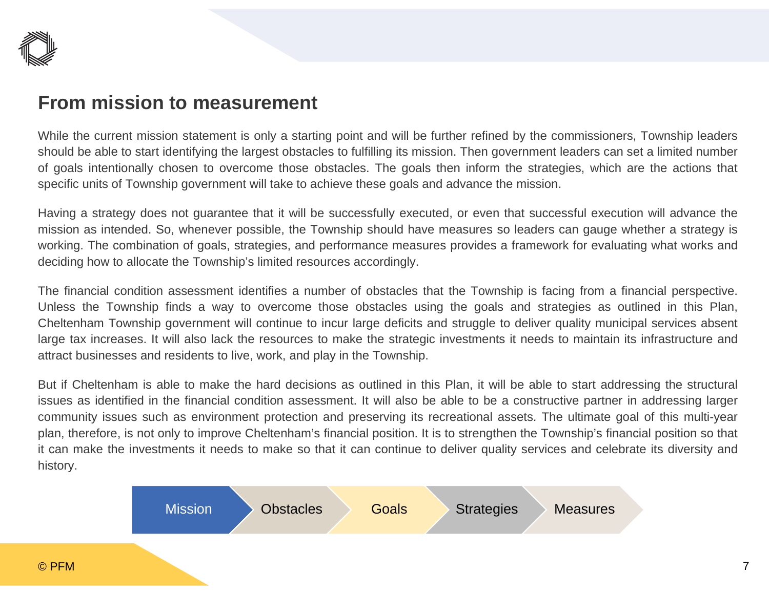## From mission to measurement

While the current mission statement is only a starting point and will be further refined by the commissioners, Township leaders should be able to start identifying the largest obstacles to fulfilling its mission. Then government leaders can set a limited number of goals intentionally chosen to overcome those obstacles. The goals then inform the strategies, which are the actions that specific units of Township government will take to achieve these goals and advance the mission.

Having a strategy does not guarantee that it will be successfully executed, or even that successful execution will advance the mission as intended. So, whenever possible, the Township should have measures so leaders can gauge whether a strategy is working. The combination of goals, strategies, and performance measures provides a framework for evaluating what works and deciding how to allocate the Township's limited resources accordingly.

The financial condition assessment identifies a number of obstacles that the Township is facing from a financial perspective. Unless the Township finds a way to overcome those obstacles using the goals and strategies as outlined in this Plan, Cheltenham Township government will continue to incur large deficits and struggle to deliver quality municipal services absent large tax increases. It will also lack the resources to make the strategic investments it needs to maintain its infrastructure and attract businesses and residents to live, work, and play in the Township.

But if Cheltenham is able to make the hard decisions as outlined in this Plan, it will be able to start addressing the structural issues as identified in the financial condition assessment. It will also be able to be a constructive partner in addressing larger community issues such as environment protection and preserving its recreational assets. The ultimate goal of this multi-year plan, therefore, is not only to improve Cheltenham's financial position. It is to strengthen the Township's financial position so that it can make the investments it needs to make so that it can continue to deliver quality services and celebrate its diversity and history.

Mission → Obstacles → Goals → Strategies → Measures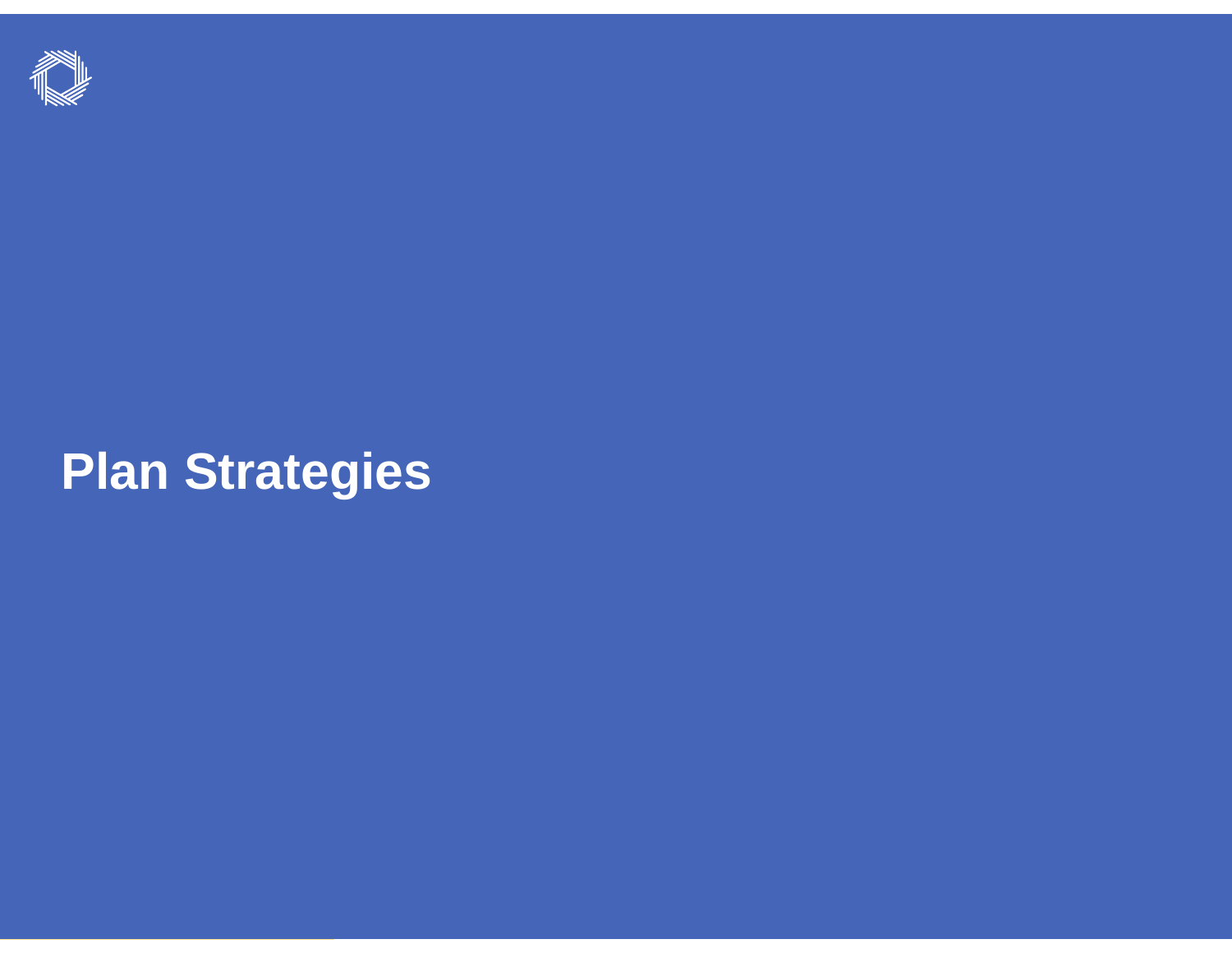# Plan Strategies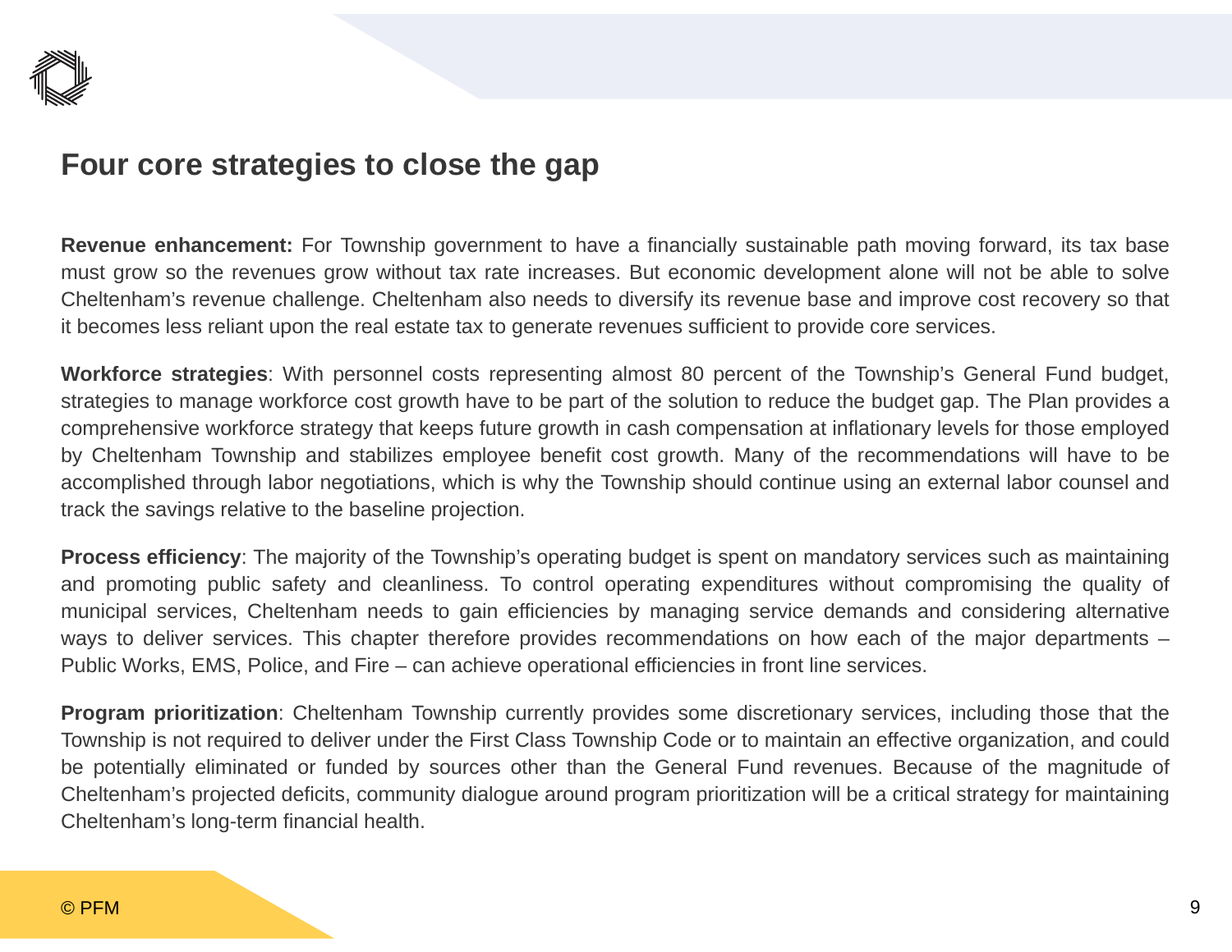## Four core strategies to close the gap

**Revenue enhancement:** For Township government to have a financially sustainable path moving forward, its tax base must grow so the revenues grow without tax rate increases. But economic development alone will not be able to solve Cheltenham's revenue challenge. Cheltenham also needs to diversify its revenue base and improve cost recovery so that it becomes less reliant upon the real estate tax to generate revenues sufficient to provide core services.

**Workforce strategies**: With personnel costs representing almost 80 percent of the Township's General Fund budget, strategies to manage workforce cost growth have to be part of the solution to reduce the budget gap. The Plan provides a comprehensive workforce strategy that keeps future growth in cash compensation at inflationary levels for those employed by Cheltenham Township and stabilizes employee benefit cost growth. Many of the recommendations will have to be accomplished through labor negotiations, which is why the Township should continue using an external labor counsel and track the savings relative to the baseline projection.

**Process efficiency**: The majority of the Township's operating budget is spent on mandatory services such as maintaining and promoting public safety and cleanliness. To control operating expenditures without compromising the quality of municipal services, Cheltenham needs to gain efficiencies by managing service demands and considering alternative ways to deliver services. This chapter therefore provides recommendations on how each of the major departments – Public Works, EMS, Police, and Fire – can achieve operational efficiencies in front line services.

**Program prioritization**: Cheltenham Township currently provides some discretionary services, including those that the Township is not required to deliver under the First Class Township Code or to maintain an effective organization, and could be potentially eliminated or funded by sources other than the General Fund revenues. Because of the magnitude of Cheltenham's projected deficits, community dialogue around program prioritization will be a critical strategy for maintaining Cheltenham's long-term financial health.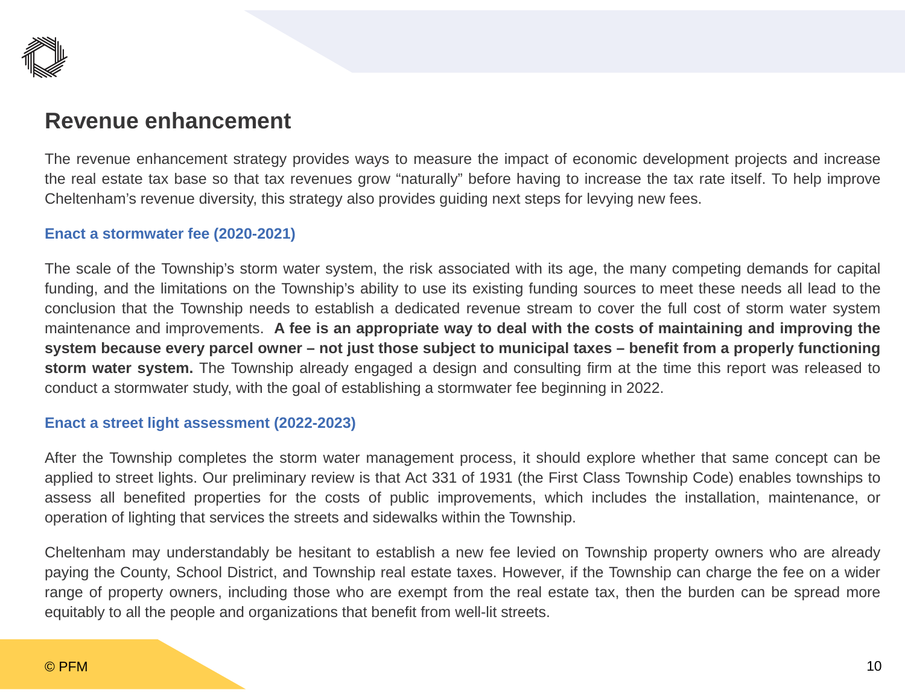## Revenue enhancement

The revenue enhancement strategy provides ways to measure the impact of economic development projects and increase the real estate tax base so that tax revenues grow "naturally" before having to increase the tax rate itself. To help improve Cheltenham's revenue diversity, this strategy also provides guiding next steps for levying new fees.

### Enact a stormwater fee (2020-2021)

The scale of the Township's storm water system, the risk associated with its age, the many competing demands for capital funding, and the limitations on the Township's ability to use its existing funding sources to meet these needs all lead to the conclusion that the Township needs to establish a dedicated revenue stream to cover the full cost of storm water system maintenance and improvements. **A fee is an appropriate way to deal with the costs of maintaining and improving the system because every parcel owner – not just those subject to municipal taxes – benefit from a properly functioning storm water system.** The Township already engaged a design and consulting firm at the time this report was released to conduct a stormwater study, with the goal of establishing a stormwater fee beginning in 2022.

### Enact a street light assessment (2022-2023)

After the Township completes the storm water management process, it should explore whether that same concept can be applied to street lights. Our preliminary review is that Act 331 of 1931 (the First Class Township Code) enables townships to assess all benefited properties for the costs of public improvements, which includes the installation, maintenance, or operation of lighting that services the streets and sidewalks within the Township.

Cheltenham may understandably be hesitant to establish a new fee levied on Township property owners who are already paying the County, School District, and Township real estate taxes. However, if the Township can charge the fee on a wider range of property owners, including those who are exempt from the real estate tax, then the burden can be spread more equitably to all the people and organizations that benefit from well-lit streets.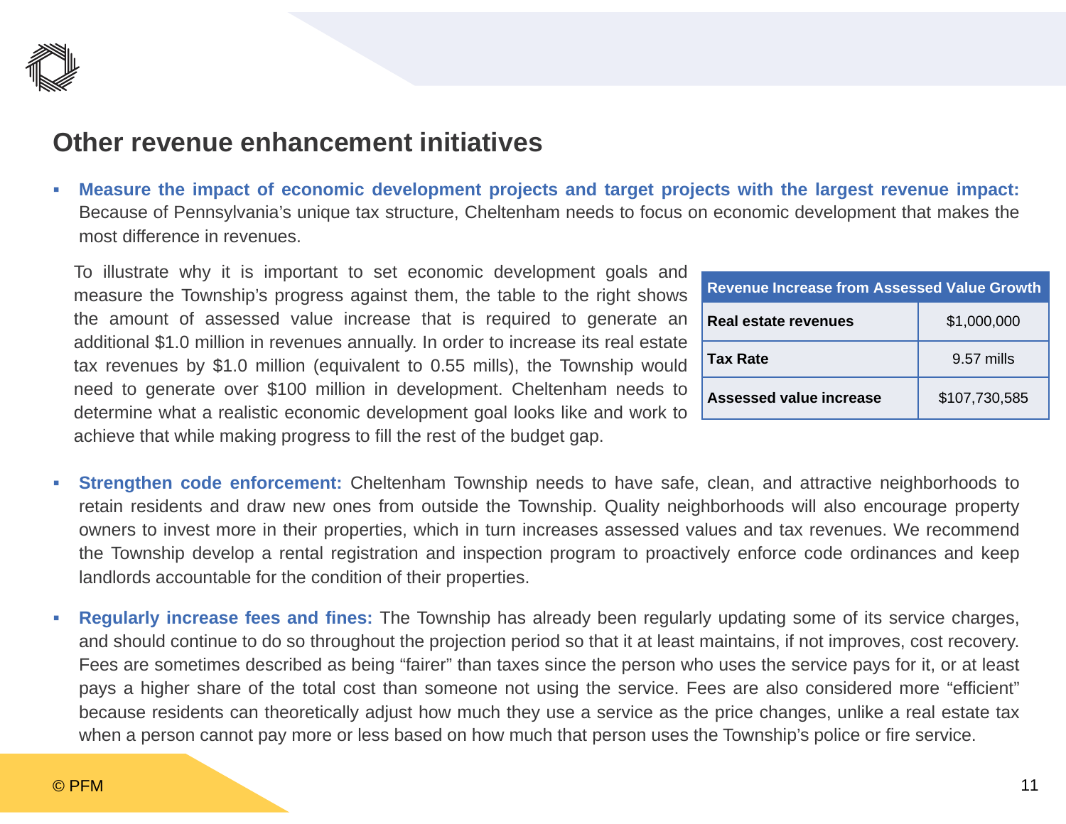## Other revenue enhancement initiatives

- **Measure the impact of economic development projects and target projects with the largest revenue impact:** Because of Pennsylvania's unique tax structure, Cheltenham needs to focus on economic development that makes the most difference in revenues.

  To illustrate why it is important to set economic development goals and measure the Township's progress against them, the table to the right shows the amount of assessed value increase that is required to generate an additional $1.0 million in revenues annually. In order to increase its real estate tax revenues by $1.0 million (equivalent to 0.55 mills), the Township would need to generate over $100 million in development. Cheltenham needs to determine what a realistic economic development goal looks like and work to achieve that while making progress to fill the rest of the budget gap.

| Revenue Increase from Assessed Value Growth | |
|---|---|
| **Real estate revenues** | $1,000,000 |
| **Tax Rate** | 9.57 mills |
| **Assessed value increase** | $107,730,585 |

- **Strengthen code enforcement:** Cheltenham Township needs to have safe, clean, and attractive neighborhoods to retain residents and draw new ones from outside the Township. Quality neighborhoods will also encourage property owners to invest more in their properties, which in turn increases assessed values and tax revenues. We recommend the Township develop a rental registration and inspection program to proactively enforce code ordinances and keep landlords accountable for the condition of their properties.

- **Regularly increase fees and fines:** The Township has already been regularly updating some of its service charges, and should continue to do so throughout the projection period so that it at least maintains, if not improves, cost recovery. Fees are sometimes described as being "fairer" than taxes since the person who uses the service pays for it, or at least pays a higher share of the total cost than someone not using the service. Fees are also considered more "efficient" because residents can theoretically adjust how much they use a service as the price changes, unlike a real estate tax when a person cannot pay more or less based on how much that person uses the Township's police or fire service.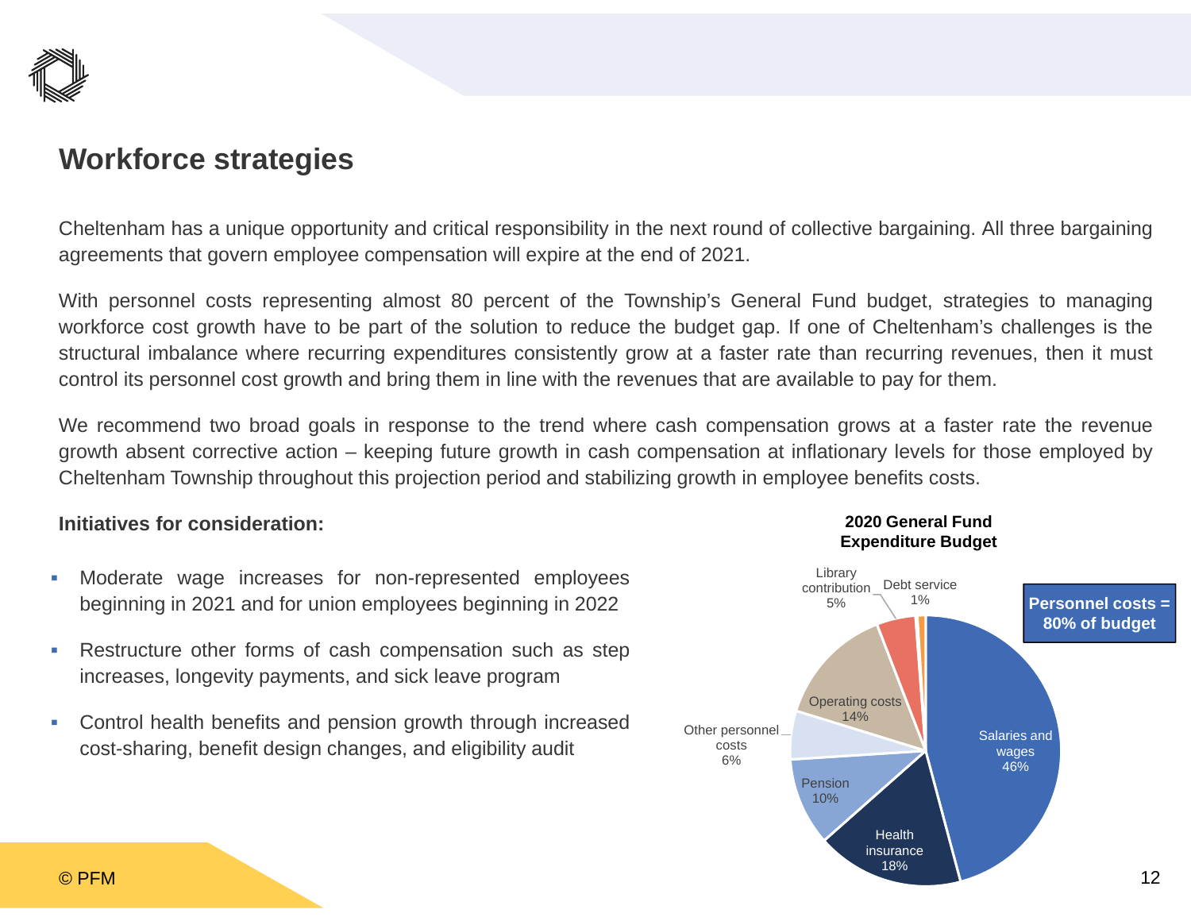## Workforce strategies

Cheltenham has a unique opportunity and critical responsibility in the next round of collective bargaining. All three bargaining agreements that govern employee compensation will expire at the end of 2021.

With personnel costs representing almost 80 percent of the Township's General Fund budget, strategies to managing workforce cost growth have to be part of the solution to reduce the budget gap. If one of Cheltenham's challenges is the structural imbalance where recurring expenditures consistently grow at a faster rate than recurring revenues, then it must control its personnel cost growth and bring them in line with the revenues that are available to pay for them.

We recommend two broad goals in response to the trend where cash compensation grows at a faster rate the revenue growth absent corrective action – keeping future growth in cash compensation at inflationary levels for those employed by Cheltenham Township throughout this projection period and stabilizing growth in employee benefits costs.

**Initiatives for consideration:**

- Moderate wage increases for non-represented employees beginning in 2021 and for union employees beginning in 2022
- Restructure other forms of cash compensation such as step increases, longevity payments, and sick leave program
- Control health benefits and pension growth through increased cost-sharing, benefit design changes, and eligibility audit

**2020 General Fund Expenditure Budget**

| Category | Share |
|---|---|
| Salaries and wages | 46% |
| Health insurance | 18% |
| Pension | 10% |
| Other personnel costs | 6% |
| Operating costs | 14% |
| Library contribution | 5% |
| Debt service | 1% |

**Personnel costs = 80% of budget**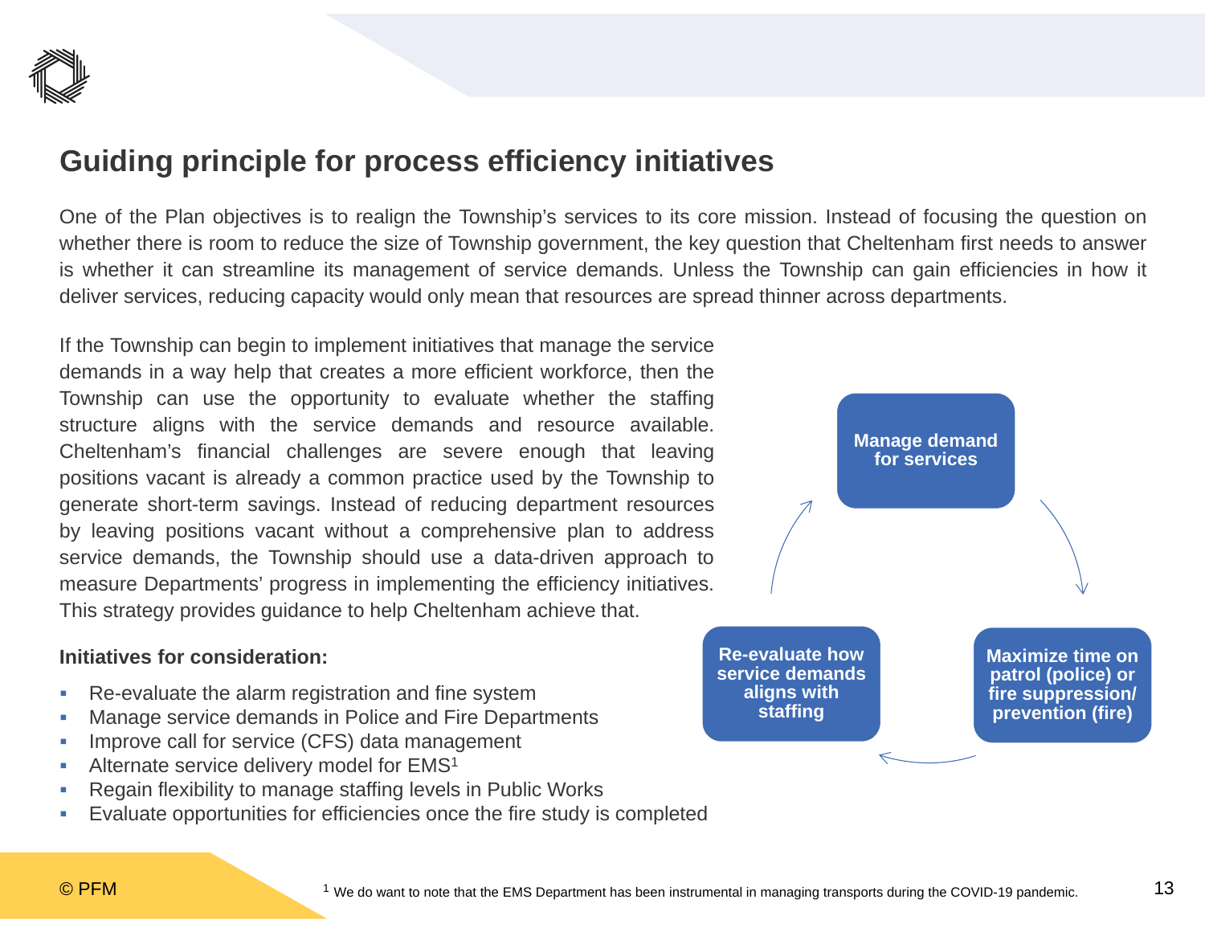# Guiding principle for process efficiency initiatives

One of the Plan objectives is to realign the Township's services to its core mission. Instead of focusing the question on whether there is room to reduce the size of Township government, the key question that Cheltenham first needs to answer is whether it can streamline its management of service demands. Unless the Township can gain efficiencies in how it deliver services, reducing capacity would only mean that resources are spread thinner across departments.

If the Township can begin to implement initiatives that manage the service demands in a way help that creates a more efficient workforce, then the Township can use the opportunity to evaluate whether the staffing structure aligns with the service demands and resource available. Cheltenham's financial challenges are severe enough that leaving positions vacant is already a common practice used by the Township to generate short-term savings. Instead of reducing department resources by leaving positions vacant without a comprehensive plan to address service demands, the Township should use a data-driven approach to measure Departments' progress in implementing the efficiency initiatives. This strategy provides guidance to help Cheltenham achieve that.

**Manage demand for services** → **Maximize time on patrol (police) or fire suppression/ prevention (fire)** → **Re-evaluate how service demands aligns with staffing** → **Manage demand for services**

**Initiatives for consideration:**

- Re-evaluate the alarm registration and fine system
- Manage service demands in Police and Fire Departments
- Improve call for service (CFS) data management
- Alternate service delivery model for EMS[1]
- Regain flexibility to manage staffing levels in Public Works
- Evaluate opportunities for efficiencies once the fire study is completed

© PFM

[1] We do want to note that the EMS Department has been instrumental in managing transports during the COVID-19 pandemic.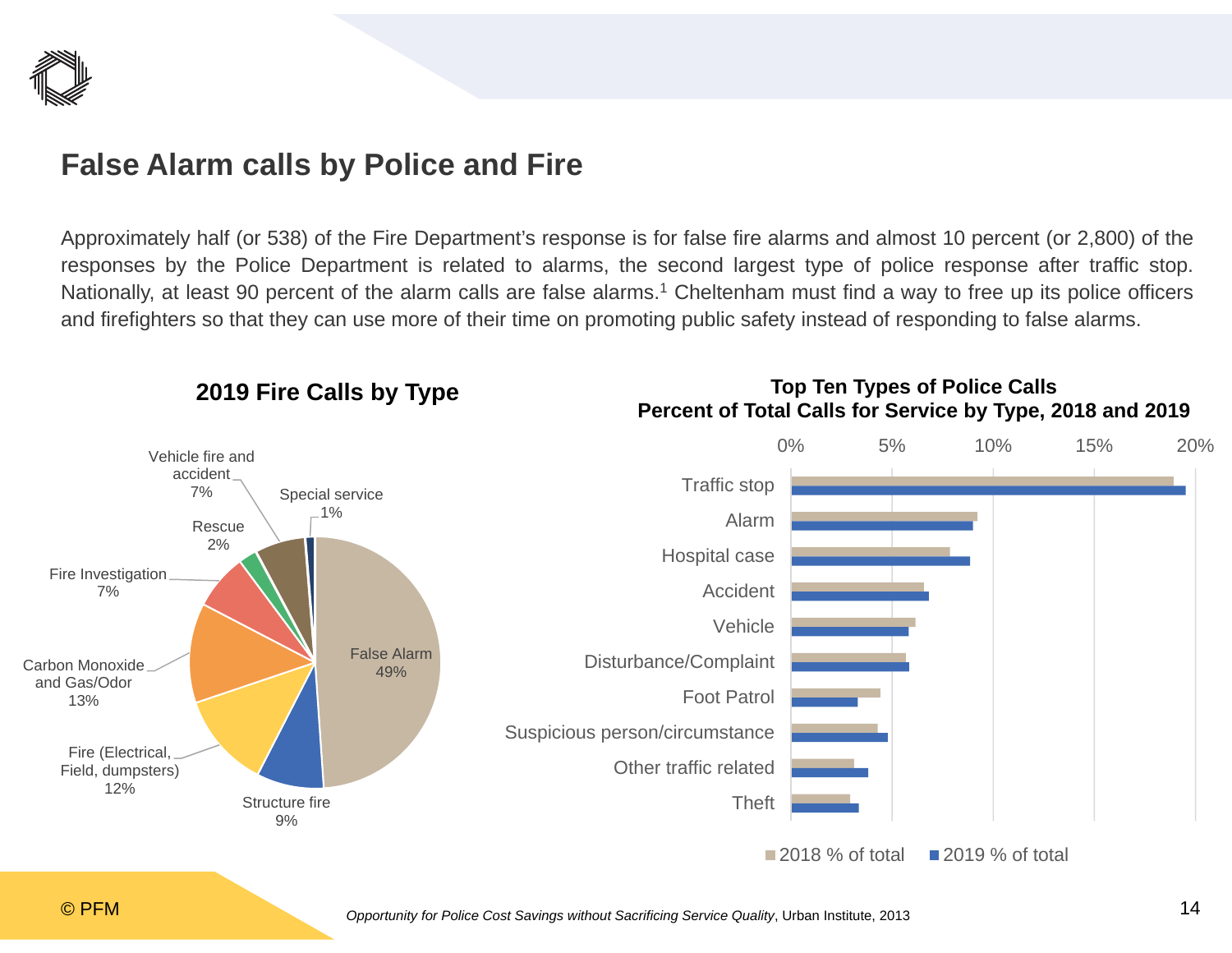## False Alarm calls by Police and Fire

Approximately half (or 538) of the Fire Department's response is for false fire alarms and almost 10 percent (or 2,800) of the responses by the Police Department is related to alarms, the second largest type of police response after traffic stop. Nationally, at least 90 percent of the alarm calls are false alarms.[1] Cheltenham must find a way to free up its police officers and firefighters so that they can use more of their time on promoting public safety instead of responding to false alarms.

**2019 Fire Calls by Type**

| Type | Percent |
|---|---|
| False Alarm | 49% |
| Structure fire | 9% |
| Fire (Electrical, Field, dumpsters) | 12% |
| Carbon Monoxide and Gas/Odor | 13% |
| Fire Investigation | 7% |
| Rescue | 2% |
| Vehicle fire and accident | 7% |
| Special service | 1% |

**Top Ten Types of Police Calls**
**Percent of Total Calls for Service by Type, 2018 and 2019**

| Type |
|---|
| Traffic stop |
| Alarm |
| Hospital case |
| Accident |
| Vehicle |
| Disturbance/Complaint |
| Foot Patrol |
| Suspicious person/circumstance |
| Other traffic related |
| Theft |

Legend: 2018 % of total; 2019 % of total

© PFM

*Opportunity for Police Cost Savings without Sacrificing Service Quality*, Urban Institute, 2013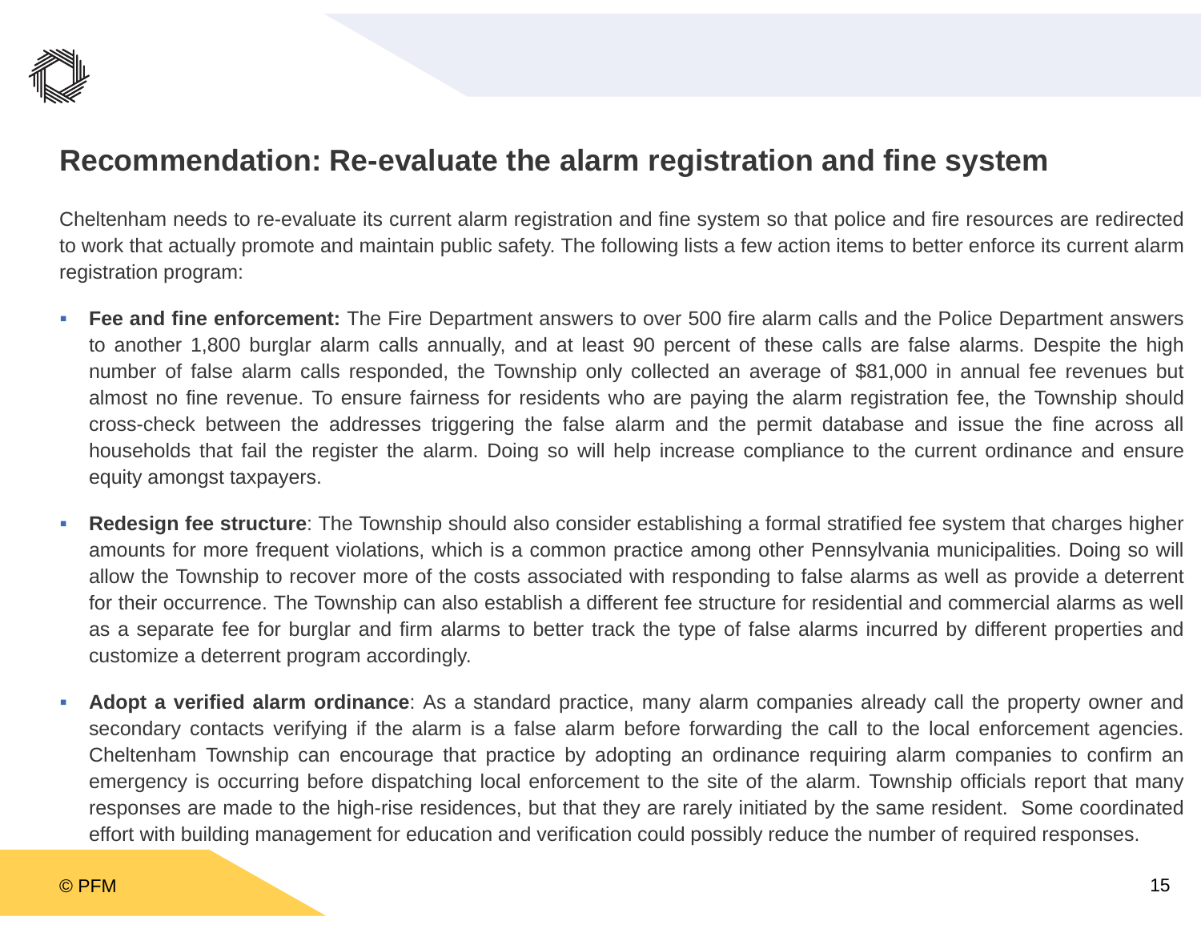## Recommendation: Re-evaluate the alarm registration and fine system

Cheltenham needs to re-evaluate its current alarm registration and fine system so that police and fire resources are redirected to work that actually promote and maintain public safety. The following lists a few action items to better enforce its current alarm registration program:

- **Fee and fine enforcement:** The Fire Department answers to over 500 fire alarm calls and the Police Department answers to another 1,800 burglar alarm calls annually, and at least 90 percent of these calls are false alarms. Despite the high number of false alarm calls responded, the Township only collected an average of $81,000 in annual fee revenues but almost no fine revenue. To ensure fairness for residents who are paying the alarm registration fee, the Township should cross-check between the addresses triggering the false alarm and the permit database and issue the fine across all households that fail the register the alarm. Doing so will help increase compliance to the current ordinance and ensure equity amongst taxpayers.

- **Redesign fee structure**: The Township should also consider establishing a formal stratified fee system that charges higher amounts for more frequent violations, which is a common practice among other Pennsylvania municipalities. Doing so will allow the Township to recover more of the costs associated with responding to false alarms as well as provide a deterrent for their occurrence. The Township can also establish a different fee structure for residential and commercial alarms as well as a separate fee for burglar and firm alarms to better track the type of false alarms incurred by different properties and customize a deterrent program accordingly.

- **Adopt a verified alarm ordinance**: As a standard practice, many alarm companies already call the property owner and secondary contacts verifying if the alarm is a false alarm before forwarding the call to the local enforcement agencies. Cheltenham Township can encourage that practice by adopting an ordinance requiring alarm companies to confirm an emergency is occurring before dispatching local enforcement to the site of the alarm. Township officials report that many responses are made to the high-rise residences, but that they are rarely initiated by the same resident. Some coordinated effort with building management for education and verification could possibly reduce the number of required responses.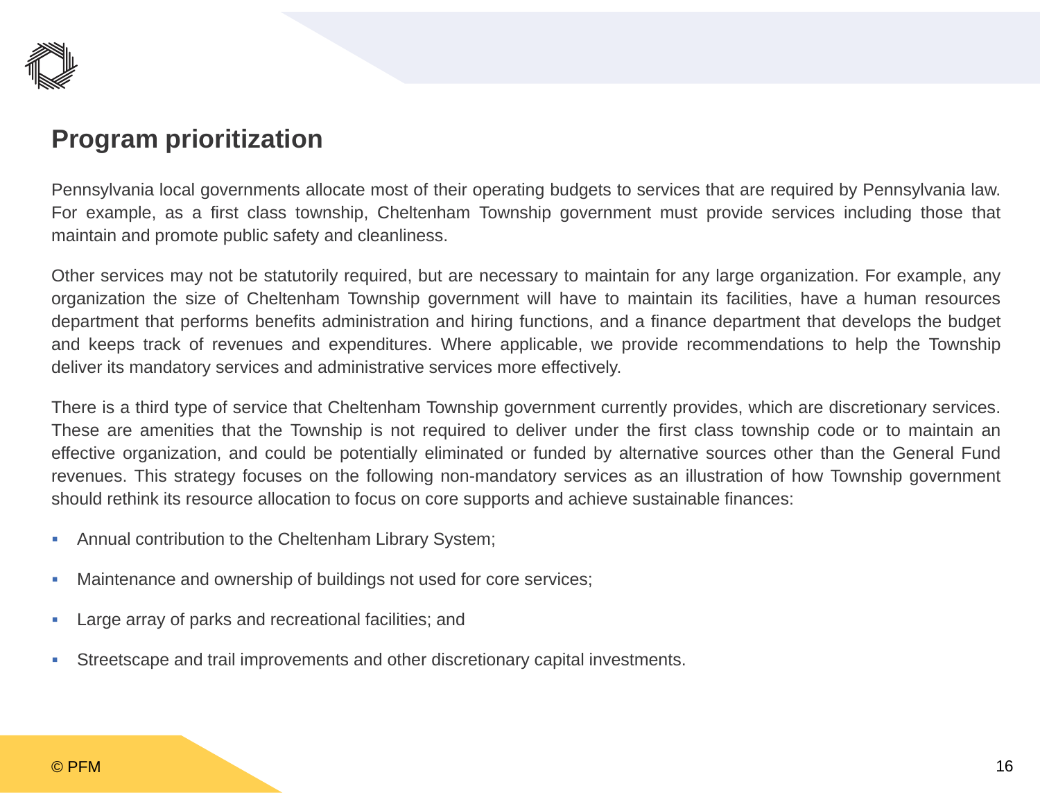## Program prioritization

Pennsylvania local governments allocate most of their operating budgets to services that are required by Pennsylvania law. For example, as a first class township, Cheltenham Township government must provide services including those that maintain and promote public safety and cleanliness.

Other services may not be statutorily required, but are necessary to maintain for any large organization. For example, any organization the size of Cheltenham Township government will have to maintain its facilities, have a human resources department that performs benefits administration and hiring functions, and a finance department that develops the budget and keeps track of revenues and expenditures. Where applicable, we provide recommendations to help the Township deliver its mandatory services and administrative services more effectively.

There is a third type of service that Cheltenham Township government currently provides, which are discretionary services. These are amenities that the Township is not required to deliver under the first class township code or to maintain an effective organization, and could be potentially eliminated or funded by alternative sources other than the General Fund revenues. This strategy focuses on the following non-mandatory services as an illustration of how Township government should rethink its resource allocation to focus on core supports and achieve sustainable finances:

- Annual contribution to the Cheltenham Library System;
- Maintenance and ownership of buildings not used for core services;
- Large array of parks and recreational facilities; and
- Streetscape and trail improvements and other discretionary capital investments.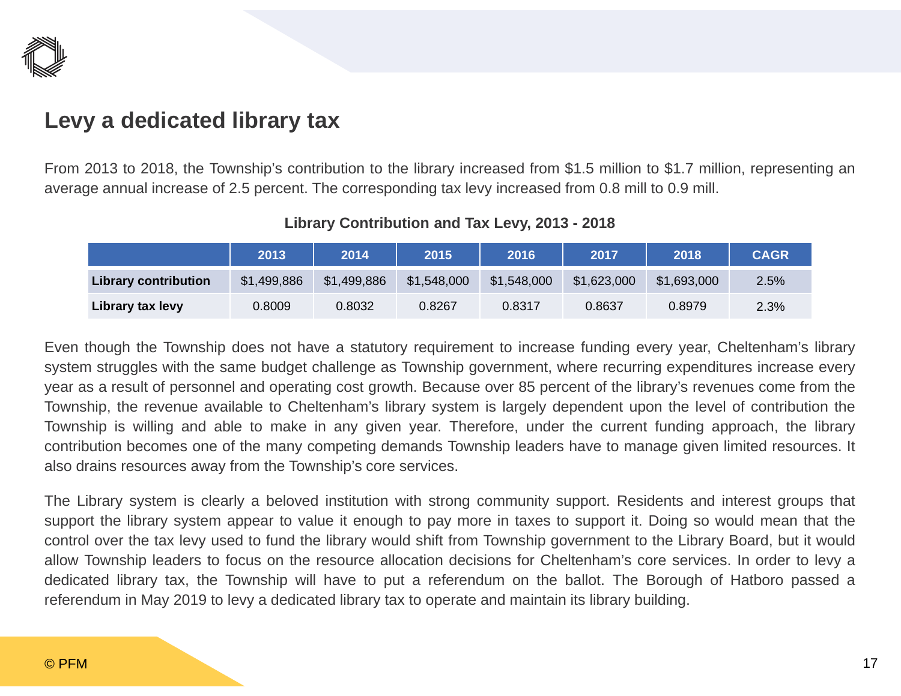## Levy a dedicated library tax

From 2013 to 2018, the Township's contribution to the library increased from $1.5 million to $1.7 million, representing an average annual increase of 2.5 percent. The corresponding tax levy increased from 0.8 mill to 0.9 mill.

**Library Contribution and Tax Levy, 2013 - 2018**

| | 2013 | 2014 | 2015 | 2016 | 2017 | 2018 | CAGR |
|---|---|---|---|---|---|---|---|
| **Library contribution** | $1,499,886 | $1,499,886 | $1,548,000 | $1,548,000 | $1,623,000 | $1,693,000 | 2.5% |
| **Library tax levy** | 0.8009 | 0.8032 | 0.8267 | 0.8317 | 0.8637 | 0.8979 | 2.3% |

Even though the Township does not have a statutory requirement to increase funding every year, Cheltenham's library system struggles with the same budget challenge as Township government, where recurring expenditures increase every year as a result of personnel and operating cost growth. Because over 85 percent of the library's revenues come from the Township, the revenue available to Cheltenham's library system is largely dependent upon the level of contribution the Township is willing and able to make in any given year. Therefore, under the current funding approach, the library contribution becomes one of the many competing demands Township leaders have to manage given limited resources. It also drains resources away from the Township's core services.

The Library system is clearly a beloved institution with strong community support. Residents and interest groups that support the library system appear to value it enough to pay more in taxes to support it. Doing so would mean that the control over the tax levy used to fund the library would shift from Township government to the Library Board, but it would allow Township leaders to focus on the resource allocation decisions for Cheltenham's core services. In order to levy a dedicated library tax, the Township will have to put a referendum on the ballot. The Borough of Hatboro passed a referendum in May 2019 to levy a dedicated library tax to operate and maintain its library building.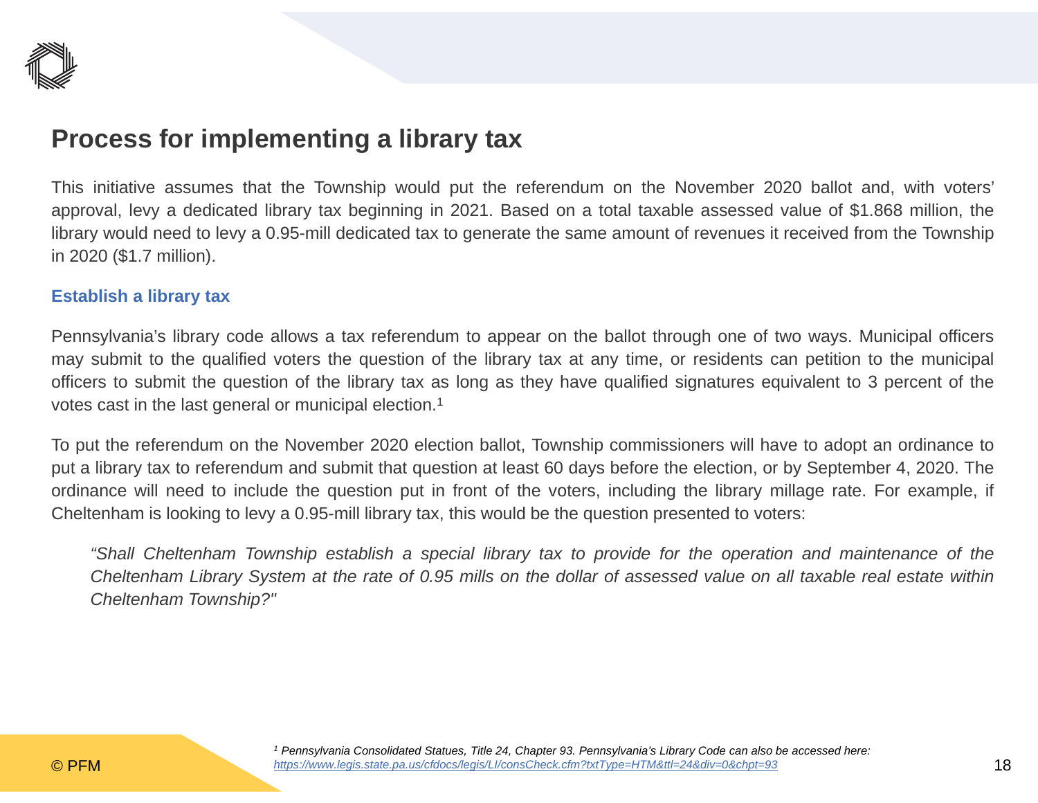# Process for implementing a library tax

This initiative assumes that the Township would put the referendum on the November 2020 ballot and, with voters' approval, levy a dedicated library tax beginning in 2021. Based on a total taxable assessed value of $1.868 million, the library would need to levy a 0.95-mill dedicated tax to generate the same amount of revenues it received from the Township in 2020 ($1.7 million).

## Establish a library tax

Pennsylvania's library code allows a tax referendum to appear on the ballot through one of two ways. Municipal officers may submit to the qualified voters the question of the library tax at any time, or residents can petition to the municipal officers to submit the question of the library tax as long as they have qualified signatures equivalent to 3 percent of the votes cast in the last general or municipal election.[1]

To put the referendum on the November 2020 election ballot, Township commissioners will have to adopt an ordinance to put a library tax to referendum and submit that question at least 60 days before the election, or by September 4, 2020. The ordinance will need to include the question put in front of the voters, including the library millage rate. For example, if Cheltenham is looking to levy a 0.95-mill library tax, this would be the question presented to voters:

> *"Shall Cheltenham Township establish a special library tax to provide for the operation and maintenance of the Cheltenham Library System at the rate of 0.95 mills on the dollar of assessed value on all taxable real estate within Cheltenham Township?"*

*[1] Pennsylvania Consolidated Statues, Title 24, Chapter 93. Pennsylvania's Library Code can also be accessed here: https://www.legis.state.pa.us/cfdocs/legis/LI/consCheck.cfm?txtType=HTM&ttl=24&div=0&chpt=93*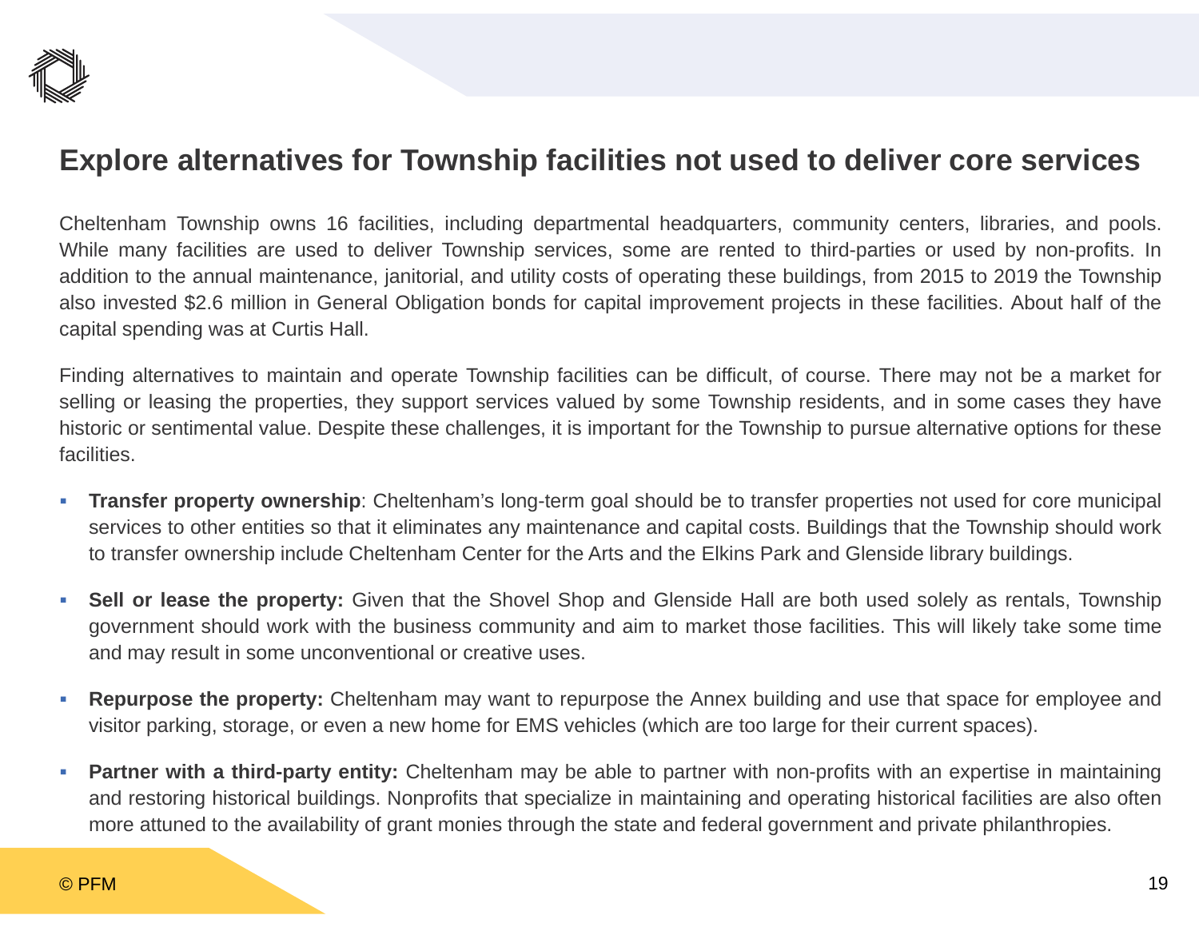## Explore alternatives for Township facilities not used to deliver core services

Cheltenham Township owns 16 facilities, including departmental headquarters, community centers, libraries, and pools. While many facilities are used to deliver Township services, some are rented to third-parties or used by non-profits. In addition to the annual maintenance, janitorial, and utility costs of operating these buildings, from 2015 to 2019 the Township also invested $2.6 million in General Obligation bonds for capital improvement projects in these facilities. About half of the capital spending was at Curtis Hall.

Finding alternatives to maintain and operate Township facilities can be difficult, of course. There may not be a market for selling or leasing the properties, they support services valued by some Township residents, and in some cases they have historic or sentimental value. Despite these challenges, it is important for the Township to pursue alternative options for these facilities.

- **Transfer property ownership**: Cheltenham's long-term goal should be to transfer properties not used for core municipal services to other entities so that it eliminates any maintenance and capital costs. Buildings that the Township should work to transfer ownership include Cheltenham Center for the Arts and the Elkins Park and Glenside library buildings.
- **Sell or lease the property:** Given that the Shovel Shop and Glenside Hall are both used solely as rentals, Township government should work with the business community and aim to market those facilities. This will likely take some time and may result in some unconventional or creative uses.
- **Repurpose the property:** Cheltenham may want to repurpose the Annex building and use that space for employee and visitor parking, storage, or even a new home for EMS vehicles (which are too large for their current spaces).
- **Partner with a third-party entity:** Cheltenham may be able to partner with non-profits with an expertise in maintaining and restoring historical buildings. Nonprofits that specialize in maintaining and operating historical facilities are also often more attuned to the availability of grant monies through the state and federal government and private philanthropies.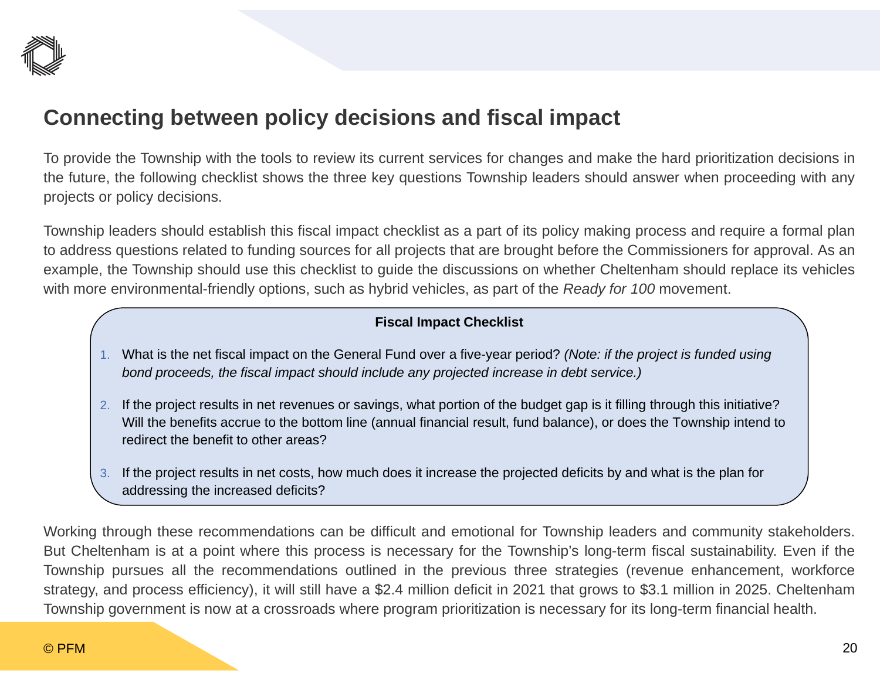## Connecting between policy decisions and fiscal impact

To provide the Township with the tools to review its current services for changes and make the hard prioritization decisions in the future, the following checklist shows the three key questions Township leaders should answer when proceeding with any projects or policy decisions.

Township leaders should establish this fiscal impact checklist as a part of its policy making process and require a formal plan to address questions related to funding sources for all projects that are brought before the Commissioners for approval. As an example, the Township should use this checklist to guide the discussions on whether Cheltenham should replace its vehicles with more environmental-friendly options, such as hybrid vehicles, as part of the *Ready for 100* movement.

**Fiscal Impact Checklist**

1. What is the net fiscal impact on the General Fund over a five-year period? *(Note: if the project is funded using bond proceeds, the fiscal impact should include any projected increase in debt service.)*
2. If the project results in net revenues or savings, what portion of the budget gap is it filling through this initiative? Will the benefits accrue to the bottom line (annual financial result, fund balance), or does the Township intend to redirect the benefit to other areas?
3. If the project results in net costs, how much does it increase the projected deficits by and what is the plan for addressing the increased deficits?

Working through these recommendations can be difficult and emotional for Township leaders and community stakeholders. But Cheltenham is at a point where this process is necessary for the Township's long-term fiscal sustainability. Even if the Township pursues all the recommendations outlined in the previous three strategies (revenue enhancement, workforce strategy, and process efficiency), it will still have a $2.4 million deficit in 2021 that grows to $3.1 million in 2025. Cheltenham Township government is now at a crossroads where program prioritization is necessary for its long-term financial health.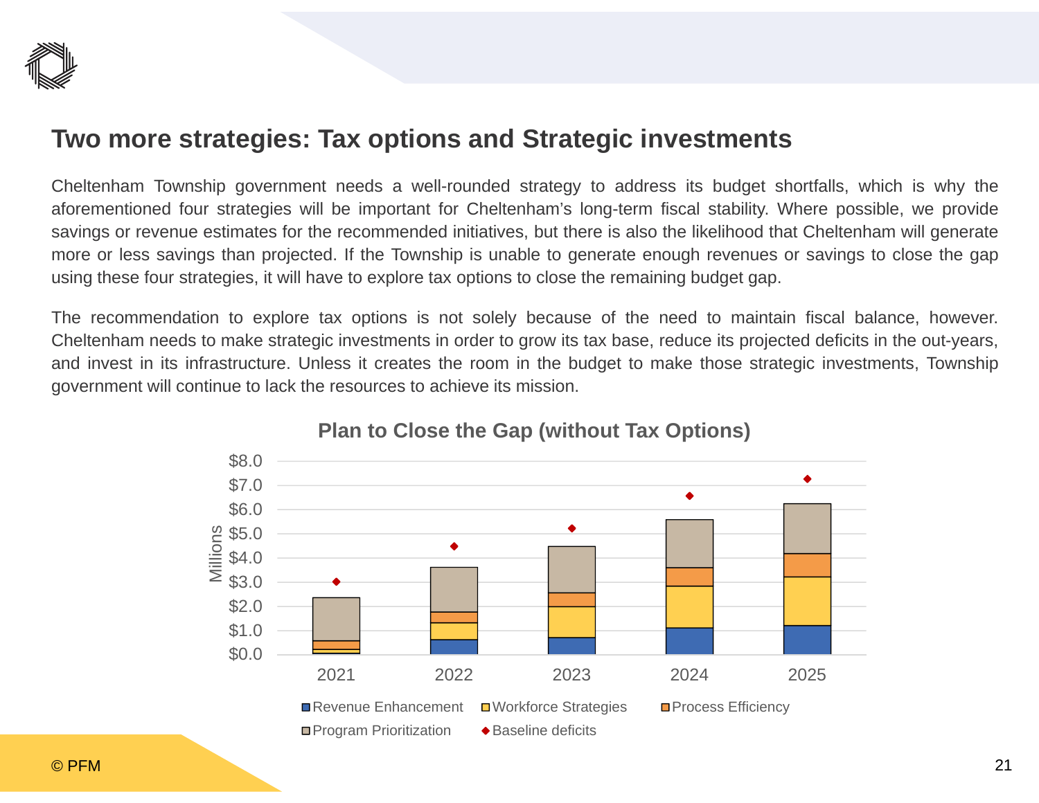## Two more strategies: Tax options and Strategic investments

Cheltenham Township government needs a well-rounded strategy to address its budget shortfalls, which is why the aforementioned four strategies will be important for Cheltenham's long-term fiscal stability. Where possible, we provide savings or revenue estimates for the recommended initiatives, but there is also the likelihood that Cheltenham will generate more or less savings than projected. If the Township is unable to generate enough revenues or savings to close the gap using these four strategies, it will have to explore tax options to close the remaining budget gap.

The recommendation to explore tax options is not solely because of the need to maintain fiscal balance, however. Cheltenham needs to make strategic investments in order to grow its tax base, reduce its projected deficits in the out-years, and invest in its infrastructure. Unless it creates the room in the budget to make those strategic investments, Township government will continue to lack the resources to achieve its mission.

**Plan to Close the Gap (without Tax Options)**

Millions: $0.0, $1.0, $2.0, $3.0, $4.0, $5.0, $6.0, $7.0, $8.0

2021, 2022, 2023, 2024, 2025

Revenue Enhancement, Workforce Strategies, Process Efficiency, Program Prioritization, Baseline deficits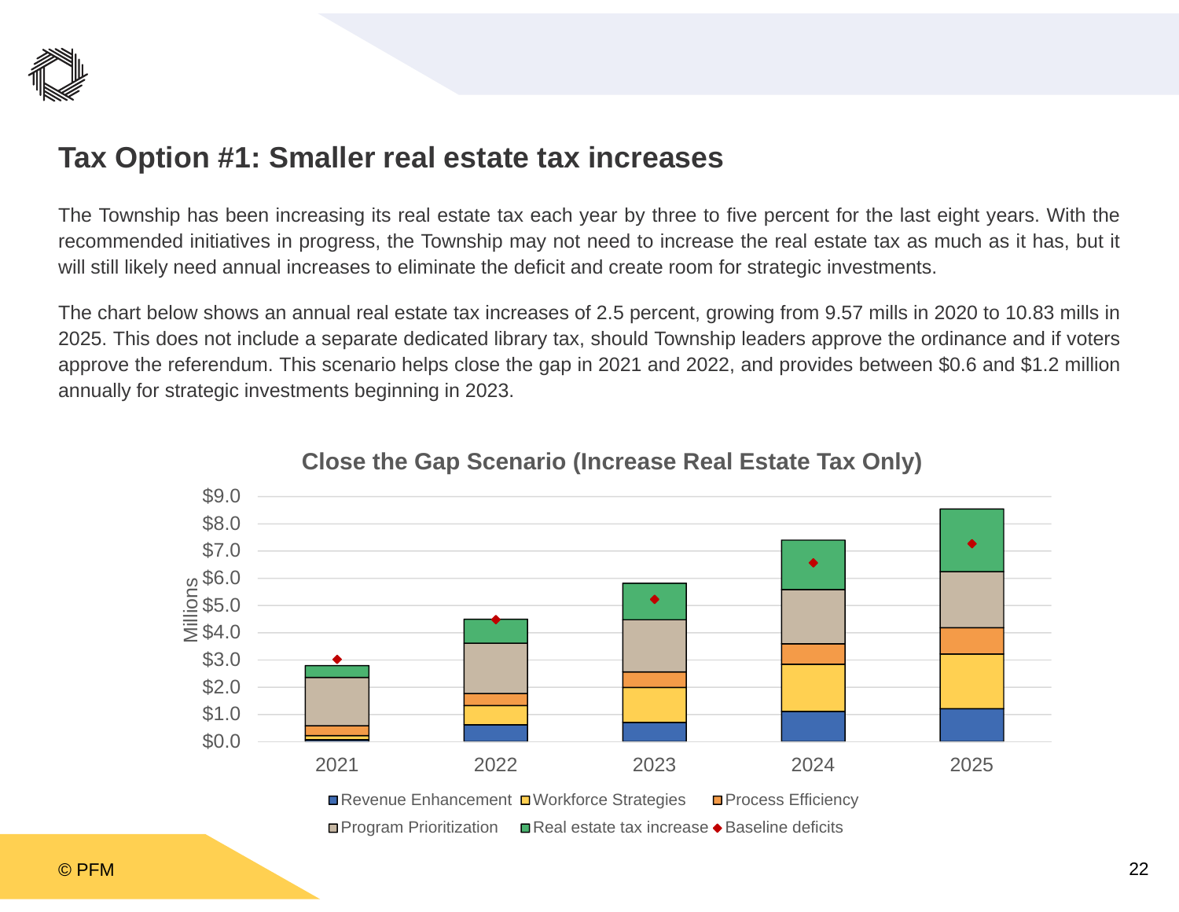# Tax Option #1: Smaller real estate tax increases

The Township has been increasing its real estate tax each year by three to five percent for the last eight years. With the recommended initiatives in progress, the Township may not need to increase the real estate tax as much as it has, but it will still likely need annual increases to eliminate the deficit and create room for strategic investments.

The chart below shows an annual real estate tax increases of 2.5 percent, growing from 9.57 mills in 2020 to 10.83 mills in 2025. This does not include a separate dedicated library tax, should Township leaders approve the ordinance and if voters approve the referendum. This scenario helps close the gap in 2021 and 2022, and provides between $0.6 and $1.2 million annually for strategic investments beginning in 2023.

**Close the Gap Scenario (Increase Real Estate Tax Only)**

Millions: $0.0, $1.0, $2.0, $3.0, $4.0, $5.0, $6.0, $7.0, $8.0, $9.0

Years: 2021, 2022, 2023, 2024, 2025

Legend: Revenue Enhancement, Workforce Strategies, Process Efficiency, Program Prioritization, Real estate tax increase, Baseline deficits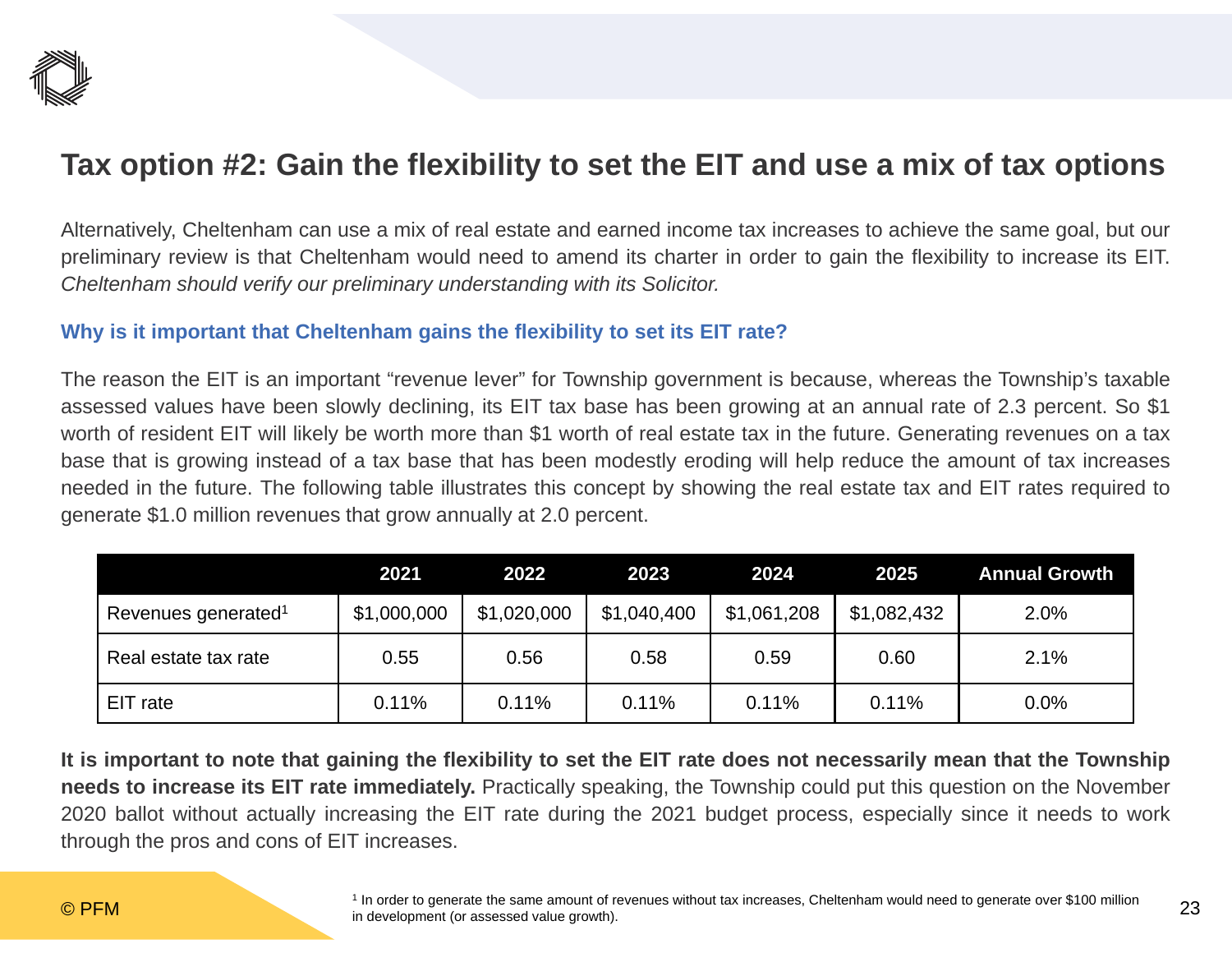# Tax option #2: Gain the flexibility to set the EIT and use a mix of tax options

Alternatively, Cheltenham can use a mix of real estate and earned income tax increases to achieve the same goal, but our preliminary review is that Cheltenham would need to amend its charter in order to gain the flexibility to increase its EIT. *Cheltenham should verify our preliminary understanding with its Solicitor.*

### Why is it important that Cheltenham gains the flexibility to set its EIT rate?

The reason the EIT is an important "revenue lever" for Township government is because, whereas the Township's taxable assessed values have been slowly declining, its EIT tax base has been growing at an annual rate of 2.3 percent. So $1 worth of resident EIT will likely be worth more than $1 worth of real estate tax in the future. Generating revenues on a tax base that is growing instead of a tax base that has been modestly eroding will help reduce the amount of tax increases needed in the future. The following table illustrates this concept by showing the real estate tax and EIT rates required to generate $1.0 million revenues that grow annually at 2.0 percent.

| | 2021 | 2022 | 2023 | 2024 | 2025 | Annual Growth |
|---|---|---|---|---|---|---|
| Revenues generated[1] | $1,000,000 | $1,020,000 | $1,040,400 | $1,061,208 | $1,082,432 | 2.0% |
| Real estate tax rate | 0.55 | 0.56 | 0.58 | 0.59 | 0.60 | 2.1% |
| EIT rate | 0.11% | 0.11% | 0.11% | 0.11% | 0.11% | 0.0% |

**It is important to note that gaining the flexibility to set the EIT rate does not necessarily mean that the Township needs to increase its EIT rate immediately.** Practically speaking, the Township could put this question on the November 2020 ballot without actually increasing the EIT rate during the 2021 budget process, especially since it needs to work through the pros and cons of EIT increases.

[1] In order to generate the same amount of revenues without tax increases, Cheltenham would need to generate over $100 million in development (or assessed value growth).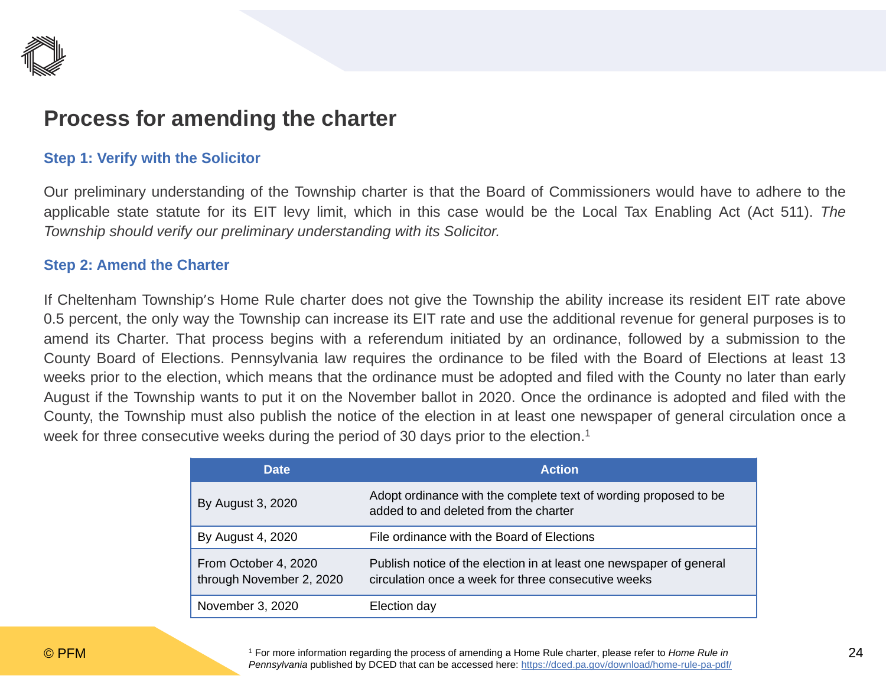## Process for amending the charter

### Step 1: Verify with the Solicitor

Our preliminary understanding of the Township charter is that the Board of Commissioners would have to adhere to the applicable state statute for its EIT levy limit, which in this case would be the Local Tax Enabling Act (Act 511). *The Township should verify our preliminary understanding with its Solicitor.*

### Step 2: Amend the Charter

If Cheltenham Township's Home Rule charter does not give the Township the ability increase its resident EIT rate above 0.5 percent, the only way the Township can increase its EIT rate and use the additional revenue for general purposes is to amend its Charter. That process begins with a referendum initiated by an ordinance, followed by a submission to the County Board of Elections. Pennsylvania law requires the ordinance to be filed with the Board of Elections at least 13 weeks prior to the election, which means that the ordinance must be adopted and filed with the County no later than early August if the Township wants to put it on the November ballot in 2020. Once the ordinance is adopted and filed with the County, the Township must also publish the notice of the election in at least one newspaper of general circulation once a week for three consecutive weeks during the period of 30 days prior to the election.[1]

| Date | Action |
|---|---|
| By August 3, 2020 | Adopt ordinance with the complete text of wording proposed to be added to and deleted from the charter |
| By August 4, 2020 | File ordinance with the Board of Elections |
| From October 4, 2020 through November 2, 2020 | Publish notice of the election in at least one newspaper of general circulation once a week for three consecutive weeks |
| November 3, 2020 | Election day |

© PFM

[1] For more information regarding the process of amending a Home Rule charter, please refer to *Home Rule in Pennsylvania* published by DCED that can be accessed here: https://dced.pa.gov/download/home-rule-pa-pdf/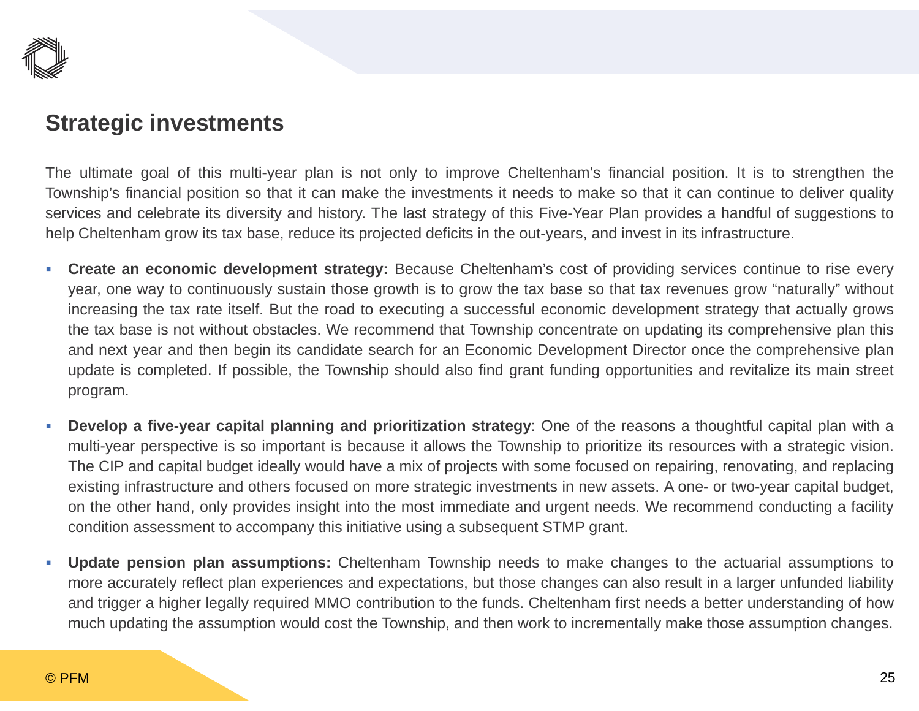## Strategic investments

The ultimate goal of this multi-year plan is not only to improve Cheltenham's financial position. It is to strengthen the Township's financial position so that it can make the investments it needs to make so that it can continue to deliver quality services and celebrate its diversity and history. The last strategy of this Five-Year Plan provides a handful of suggestions to help Cheltenham grow its tax base, reduce its projected deficits in the out-years, and invest in its infrastructure.

- **Create an economic development strategy:** Because Cheltenham's cost of providing services continue to rise every year, one way to continuously sustain those growth is to grow the tax base so that tax revenues grow "naturally" without increasing the tax rate itself. But the road to executing a successful economic development strategy that actually grows the tax base is not without obstacles. We recommend that Township concentrate on updating its comprehensive plan this and next year and then begin its candidate search for an Economic Development Director once the comprehensive plan update is completed. If possible, the Township should also find grant funding opportunities and revitalize its main street program.

- **Develop a five-year capital planning and prioritization strategy**: One of the reasons a thoughtful capital plan with a multi-year perspective is so important is because it allows the Township to prioritize its resources with a strategic vision. The CIP and capital budget ideally would have a mix of projects with some focused on repairing, renovating, and replacing existing infrastructure and others focused on more strategic investments in new assets. A one- or two-year capital budget, on the other hand, only provides insight into the most immediate and urgent needs. We recommend conducting a facility condition assessment to accompany this initiative using a subsequent STMP grant.

- **Update pension plan assumptions:** Cheltenham Township needs to make changes to the actuarial assumptions to more accurately reflect plan experiences and expectations, but those changes can also result in a larger unfunded liability and trigger a higher legally required MMO contribution to the funds. Cheltenham first needs a better understanding of how much updating the assumption would cost the Township, and then work to incrementally make those assumption changes.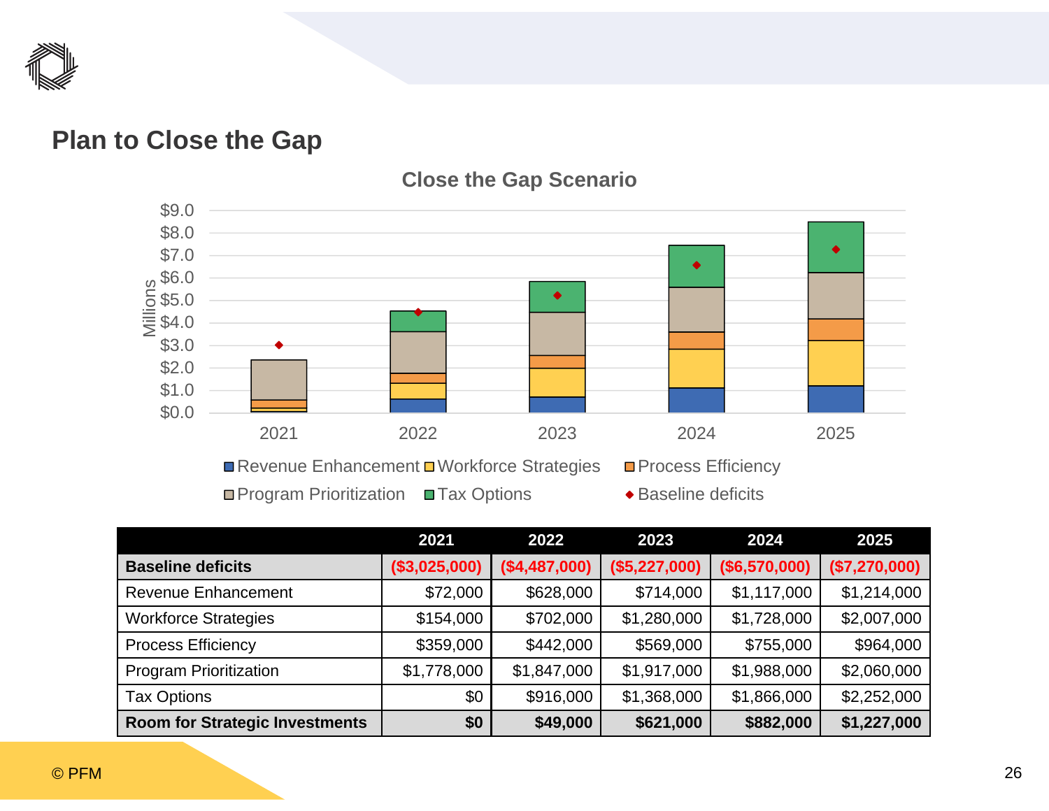## Plan to Close the Gap

**Close the Gap Scenario**

| | 2021 | 2022 | 2023 | 2024 | 2025 |
|---|---|---|---|---|---|
| **Baseline deficits** | **($3,025,000)** | **($4,487,000)** | **($5,227,000)** | **($6,570,000)** | **($7,270,000)** |
| Revenue Enhancement | $72,000 | $628,000 | $714,000 | $1,117,000 | $1,214,000 |
| Workforce Strategies | $154,000 | $702,000 | $1,280,000 | $1,728,000 | $2,007,000 |
| Process Efficiency | $359,000 | $442,000 | $569,000 | $755,000 | $964,000 |
| Program Prioritization | $1,778,000 | $1,847,000 | $1,917,000 | $1,988,000 | $2,060,000 |
| Tax Options | $0 | $916,000 | $1,368,000 | $1,866,000 | $2,252,000 |
| **Room for Strategic Investments** | **$0** | **$49,000** | **$621,000** | **$882,000** | **$1,227,000** |

© PFM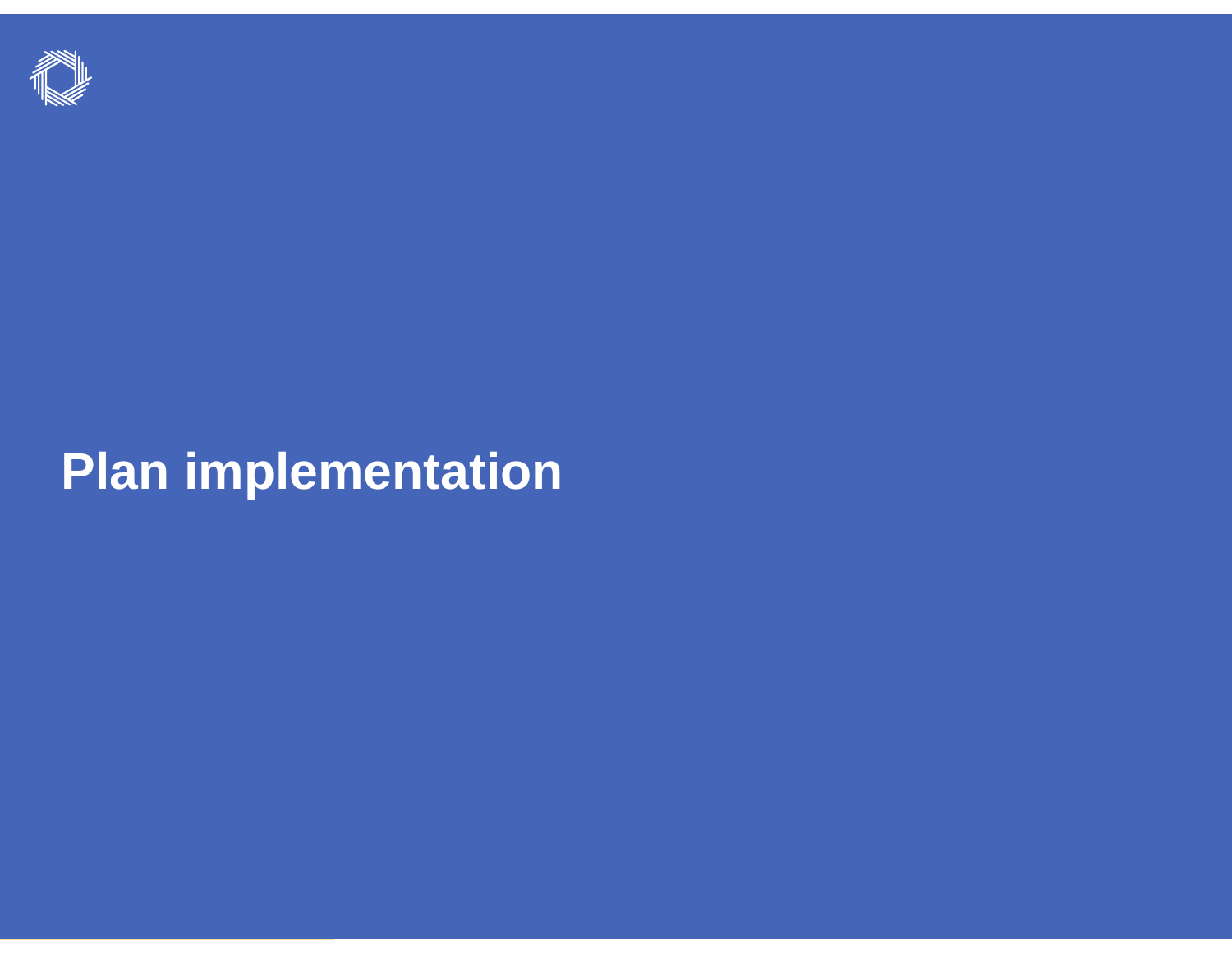# Plan implementation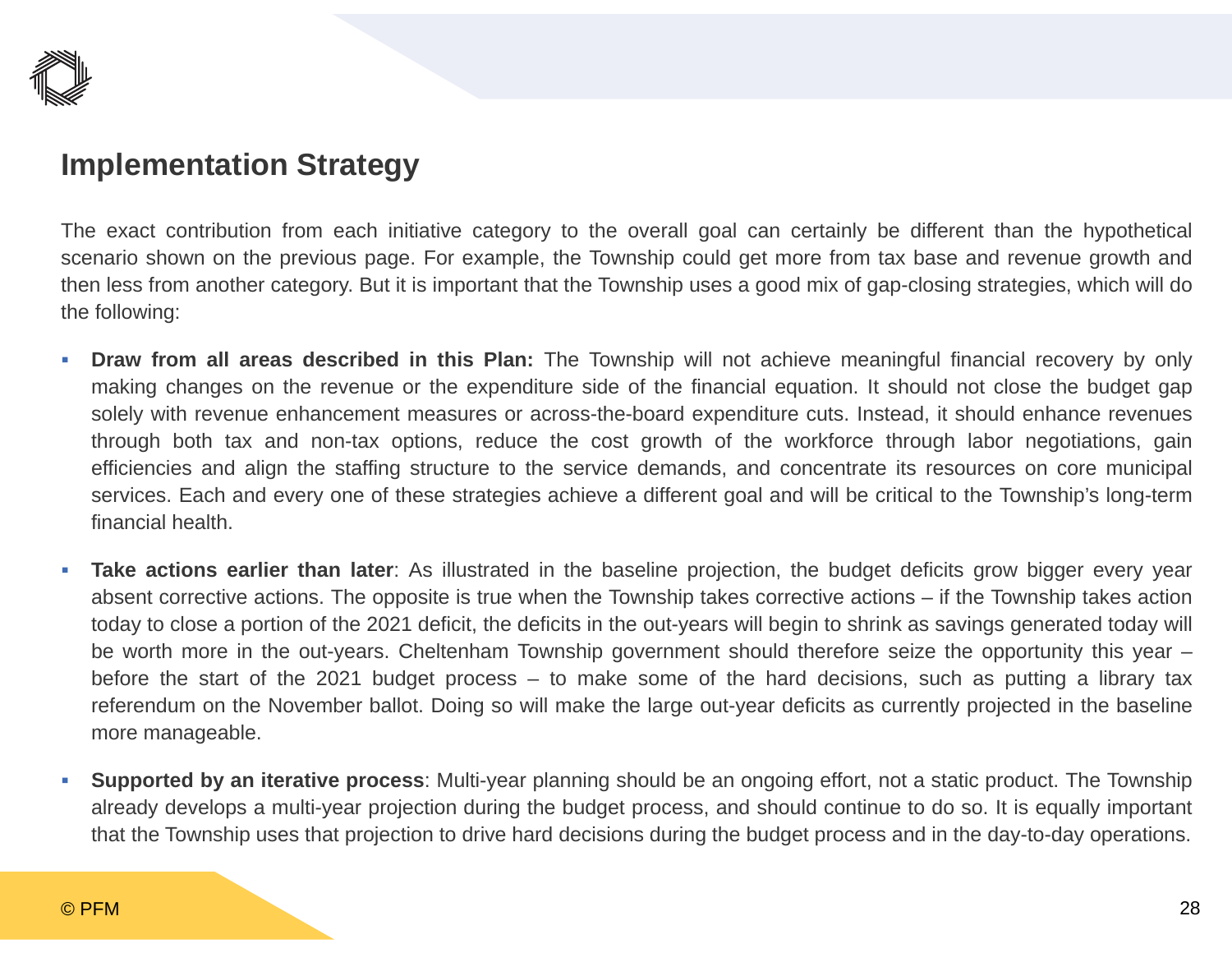## Implementation Strategy

The exact contribution from each initiative category to the overall goal can certainly be different than the hypothetical scenario shown on the previous page. For example, the Township could get more from tax base and revenue growth and then less from another category. But it is important that the Township uses a good mix of gap-closing strategies, which will do the following:

- **Draw from all areas described in this Plan:** The Township will not achieve meaningful financial recovery by only making changes on the revenue or the expenditure side of the financial equation. It should not close the budget gap solely with revenue enhancement measures or across-the-board expenditure cuts. Instead, it should enhance revenues through both tax and non-tax options, reduce the cost growth of the workforce through labor negotiations, gain efficiencies and align the staffing structure to the service demands, and concentrate its resources on core municipal services. Each and every one of these strategies achieve a different goal and will be critical to the Township's long-term financial health.

- **Take actions earlier than later**: As illustrated in the baseline projection, the budget deficits grow bigger every year absent corrective actions. The opposite is true when the Township takes corrective actions – if the Township takes action today to close a portion of the 2021 deficit, the deficits in the out-years will begin to shrink as savings generated today will be worth more in the out-years. Cheltenham Township government should therefore seize the opportunity this year – before the start of the 2021 budget process – to make some of the hard decisions, such as putting a library tax referendum on the November ballot. Doing so will make the large out-year deficits as currently projected in the baseline more manageable.

- **Supported by an iterative process**: Multi-year planning should be an ongoing effort, not a static product. The Township already develops a multi-year projection during the budget process, and should continue to do so. It is equally important that the Township uses that projection to drive hard decisions during the budget process and in the day-to-day operations.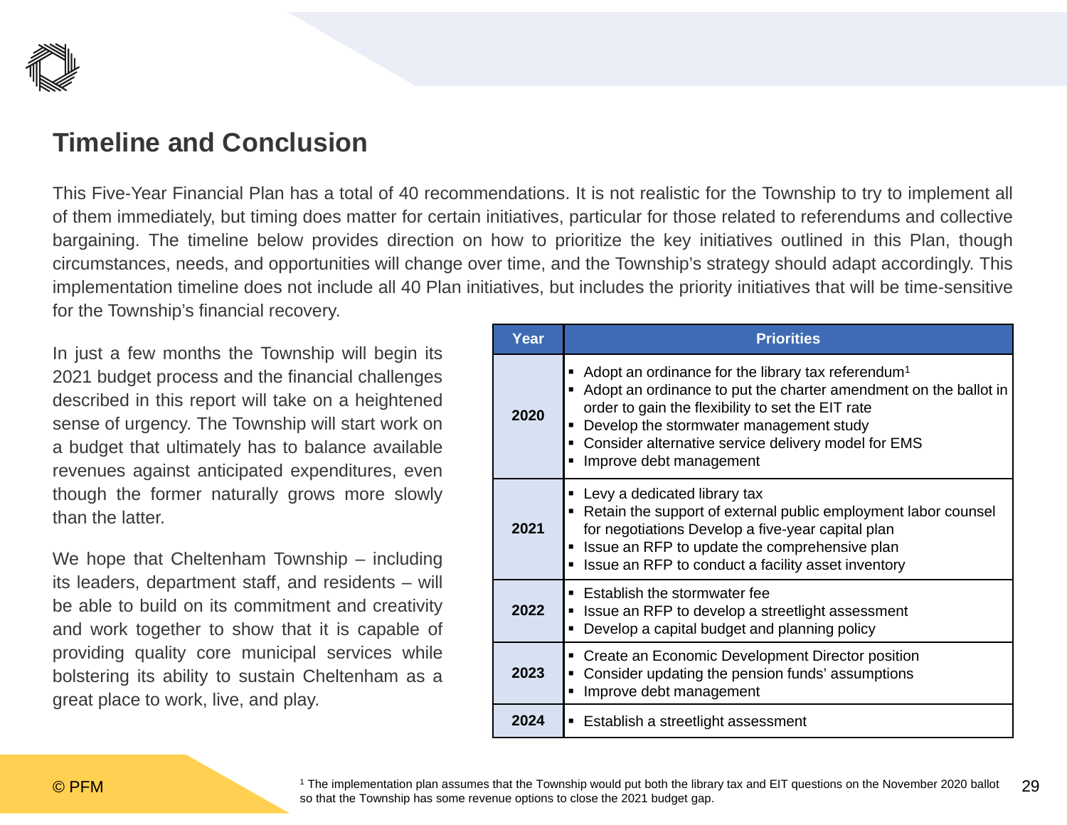## Timeline and Conclusion

This Five-Year Financial Plan has a total of 40 recommendations. It is not realistic for the Township to try to implement all of them immediately, but timing does matter for certain initiatives, particular for those related to referendums and collective bargaining. The timeline below provides direction on how to prioritize the key initiatives outlined in this Plan, though circumstances, needs, and opportunities will change over time, and the Township's strategy should adapt accordingly. This implementation timeline does not include all 40 Plan initiatives, but includes the priority initiatives that will be time-sensitive for the Township's financial recovery.

In just a few months the Township will begin its 2021 budget process and the financial challenges described in this report will take on a heightened sense of urgency. The Township will start work on a budget that ultimately has to balance available revenues against anticipated expenditures, even though the former naturally grows more slowly than the latter.

We hope that Cheltenham Township – including its leaders, department staff, and residents – will be able to build on its commitment and creativity and work together to show that it is capable of providing quality core municipal services while bolstering its ability to sustain Cheltenham as a great place to work, live, and play.

| Year | Priorities |
|---|---|
| **2020** | ▪ Adopt an ordinance for the library tax referendum[1]<br>▪ Adopt an ordinance to put the charter amendment on the ballot in order to gain the flexibility to set the EIT rate<br>▪ Develop the stormwater management study<br>▪ Consider alternative service delivery model for EMS<br>▪ Improve debt management |
| **2021** | ▪ Levy a dedicated library tax<br>▪ Retain the support of external public employment labor counsel for negotiations Develop a five-year capital plan<br>▪ Issue an RFP to update the comprehensive plan<br>▪ Issue an RFP to conduct a facility asset inventory |
| **2022** | ▪ Establish the stormwater fee<br>▪ Issue an RFP to develop a streetlight assessment<br>▪ Develop a capital budget and planning policy |
| **2023** | ▪ Create an Economic Development Director position<br>▪ Consider updating the pension funds' assumptions<br>▪ Improve debt management |
| **2024** | ▪ Establish a streetlight assessment |

[1] The implementation plan assumes that the Township would put both the library tax and EIT questions on the November 2020 ballot so that the Township has some revenue options to close the 2021 budget gap.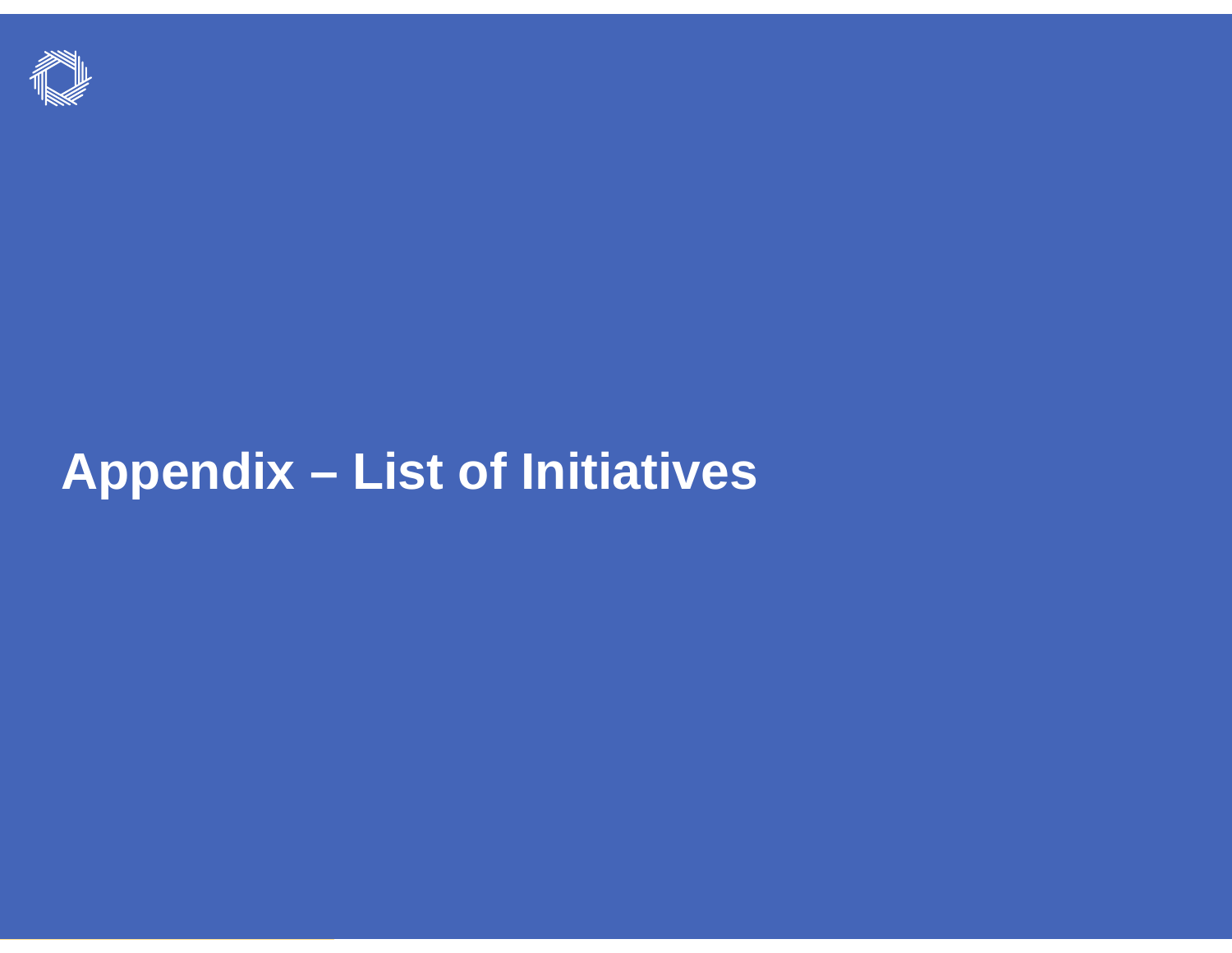# Appendix – List of Initiatives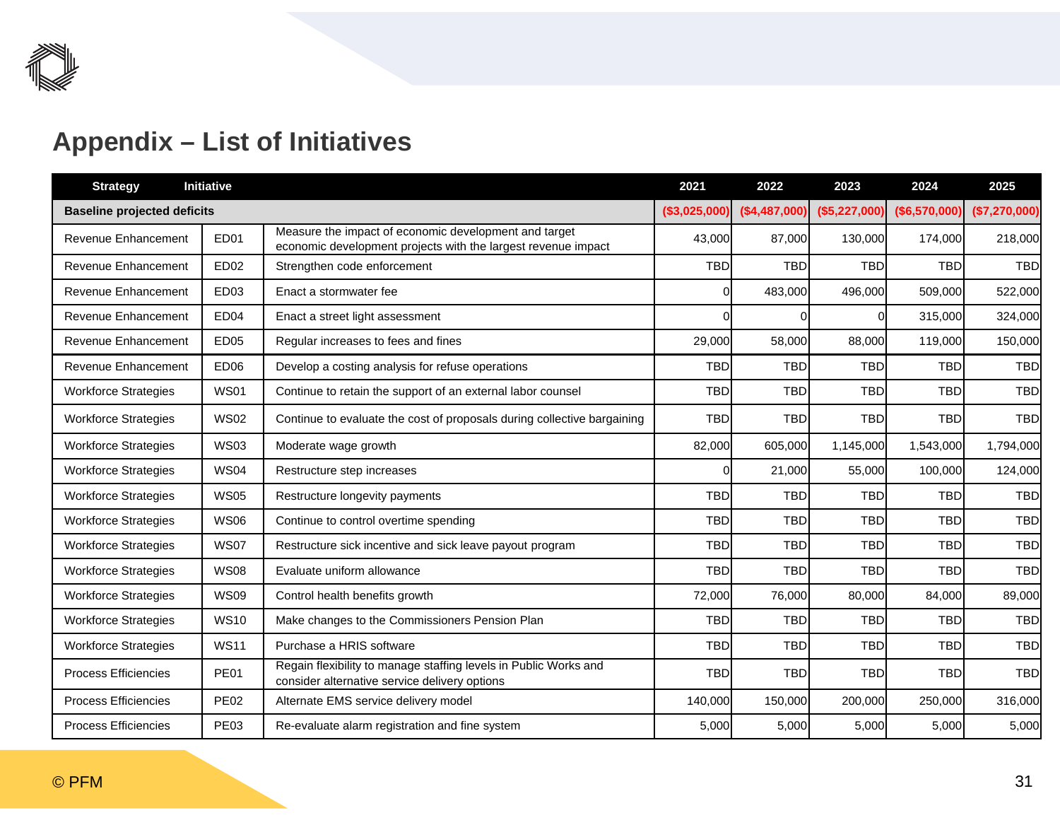# Appendix – List of Initiatives

| Strategy | Initiative | | 2021 | 2022 | 2023 | 2024 | 2025 |
|---|---|---|---|---|---|---|---|
| **Baseline projected deficits** | | | **($3,025,000)** | **($4,487,000)** | **($5,227,000)** | **($6,570,000)** | **($7,270,000)** |
| Revenue Enhancement | ED01 | Measure the impact of economic development and target economic development projects with the largest revenue impact | 43,000 | 87,000 | 130,000 | 174,000 | 218,000 |
| Revenue Enhancement | ED02 | Strengthen code enforcement | TBD | TBD | TBD | TBD | TBD |
| Revenue Enhancement | ED03 | Enact a stormwater fee | 0 | 483,000 | 496,000 | 509,000 | 522,000 |
| Revenue Enhancement | ED04 | Enact a street light assessment | 0 | 0 | 0 | 315,000 | 324,000 |
| Revenue Enhancement | ED05 | Regular increases to fees and fines | 29,000 | 58,000 | 88,000 | 119,000 | 150,000 |
| Revenue Enhancement | ED06 | Develop a costing analysis for refuse operations | TBD | TBD | TBD | TBD | TBD |
| Workforce Strategies | WS01 | Continue to retain the support of an external labor counsel | TBD | TBD | TBD | TBD | TBD |
| Workforce Strategies | WS02 | Continue to evaluate the cost of proposals during collective bargaining | TBD | TBD | TBD | TBD | TBD |
| Workforce Strategies | WS03 | Moderate wage growth | 82,000 | 605,000 | 1,145,000 | 1,543,000 | 1,794,000 |
| Workforce Strategies | WS04 | Restructure step increases | 0 | 21,000 | 55,000 | 100,000 | 124,000 |
| Workforce Strategies | WS05 | Restructure longevity payments | TBD | TBD | TBD | TBD | TBD |
| Workforce Strategies | WS06 | Continue to control overtime spending | TBD | TBD | TBD | TBD | TBD |
| Workforce Strategies | WS07 | Restructure sick incentive and sick leave payout program | TBD | TBD | TBD | TBD | TBD |
| Workforce Strategies | WS08 | Evaluate uniform allowance | TBD | TBD | TBD | TBD | TBD |
| Workforce Strategies | WS09 | Control health benefits growth | 72,000 | 76,000 | 80,000 | 84,000 | 89,000 |
| Workforce Strategies | WS10 | Make changes to the Commissioners Pension Plan | TBD | TBD | TBD | TBD | TBD |
| Workforce Strategies | WS11 | Purchase a HRIS software | TBD | TBD | TBD | TBD | TBD |
| Process Efficiencies | PE01 | Regain flexibility to manage staffing levels in Public Works and consider alternative service delivery options | TBD | TBD | TBD | TBD | TBD |
| Process Efficiencies | PE02 | Alternate EMS service delivery model | 140,000 | 150,000 | 200,000 | 250,000 | 316,000 |
| Process Efficiencies | PE03 | Re-evaluate alarm registration and fine system | 5,000 | 5,000 | 5,000 | 5,000 | 5,000 |

© PFM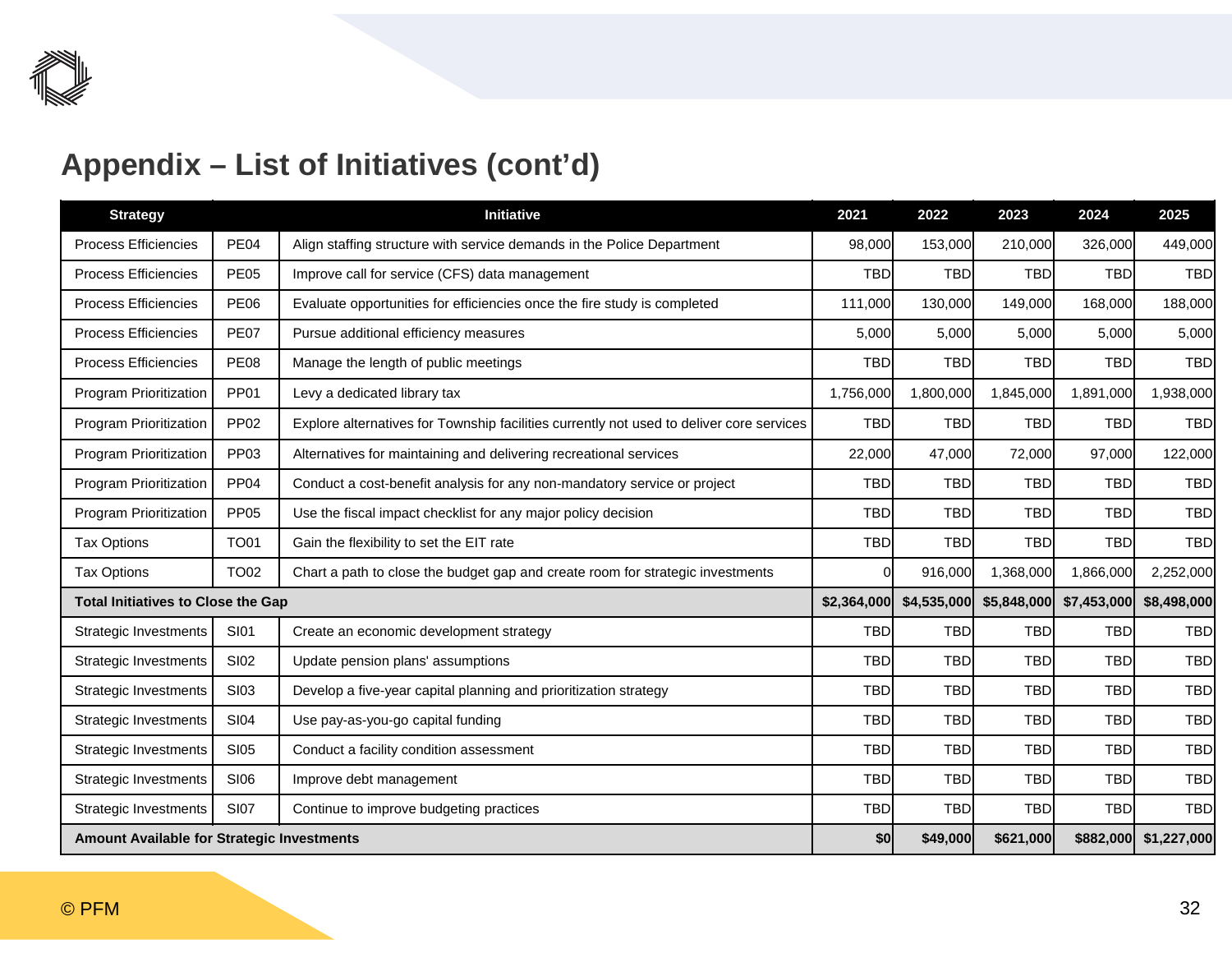## Appendix – List of Initiatives (cont'd)

| Strategy | | Initiative | 2021 | 2022 | 2023 | 2024 | 2025 |
|---|---|---|---|---|---|---|---|
| Process Efficiencies | PE04 | Align staffing structure with service demands in the Police Department | 98,000 | 153,000 | 210,000 | 326,000 | 449,000 |
| Process Efficiencies | PE05 | Improve call for service (CFS) data management | TBD | TBD | TBD | TBD | TBD |
| Process Efficiencies | PE06 | Evaluate opportunities for efficiencies once the fire study is completed | 111,000 | 130,000 | 149,000 | 168,000 | 188,000 |
| Process Efficiencies | PE07 | Pursue additional efficiency measures | 5,000 | 5,000 | 5,000 | 5,000 | 5,000 |
| Process Efficiencies | PE08 | Manage the length of public meetings | TBD | TBD | TBD | TBD | TBD |
| Program Prioritization | PP01 | Levy a dedicated library tax | 1,756,000 | 1,800,000 | 1,845,000 | 1,891,000 | 1,938,000 |
| Program Prioritization | PP02 | Explore alternatives for Township facilities currently not used to deliver core services | TBD | TBD | TBD | TBD | TBD |
| Program Prioritization | PP03 | Alternatives for maintaining and delivering recreational services | 22,000 | 47,000 | 72,000 | 97,000 | 122,000 |
| Program Prioritization | PP04 | Conduct a cost-benefit analysis for any non-mandatory service or project | TBD | TBD | TBD | TBD | TBD |
| Program Prioritization | PP05 | Use the fiscal impact checklist for any major policy decision | TBD | TBD | TBD | TBD | TBD |
| Tax Options | TO01 | Gain the flexibility to set the EIT rate | TBD | TBD | TBD | TBD | TBD |
| Tax Options | TO02 | Chart a path to close the budget gap and create room for strategic investments | 0 | 916,000 | 1,368,000 | 1,866,000 | 2,252,000 |
| **Total Initiatives to Close the Gap** | | | **$2,364,000** | **$4,535,000** | **$5,848,000** | **$7,453,000** | **$8,498,000** |
| Strategic Investments | SI01 | Create an economic development strategy | TBD | TBD | TBD | TBD | TBD |
| Strategic Investments | SI02 | Update pension plans' assumptions | TBD | TBD | TBD | TBD | TBD |
| Strategic Investments | SI03 | Develop a five-year capital planning and prioritization strategy | TBD | TBD | TBD | TBD | TBD |
| Strategic Investments | SI04 | Use pay-as-you-go capital funding | TBD | TBD | TBD | TBD | TBD |
| Strategic Investments | SI05 | Conduct a facility condition assessment | TBD | TBD | TBD | TBD | TBD |
| Strategic Investments | SI06 | Improve debt management | TBD | TBD | TBD | TBD | TBD |
| Strategic Investments | SI07 | Continue to improve budgeting practices | TBD | TBD | TBD | TBD | TBD |
| **Amount Available for Strategic Investments** | | | **$0** | **$49,000** | **$621,000** | **$882,000** | **$1,227,000** |

© PFM